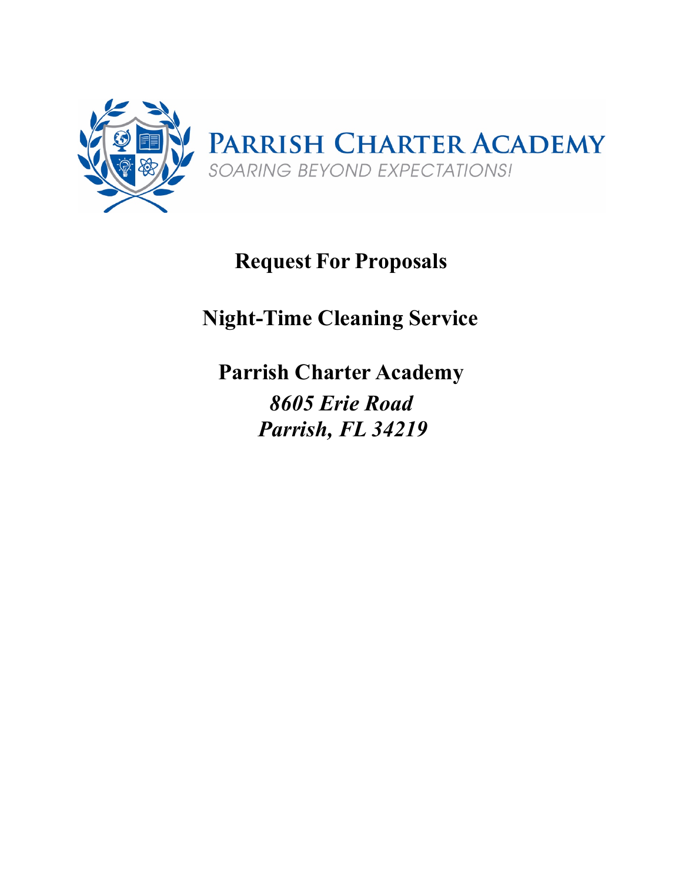PARRISH CHARTER ACADEMY

*SOARING BEYOND EXPECTATIONS!*

# Request For Proposals

# Night-Time Cleaning Service

## Parrish Charter Academy

***8605 Erie Road***

***Parrish, FL 34219***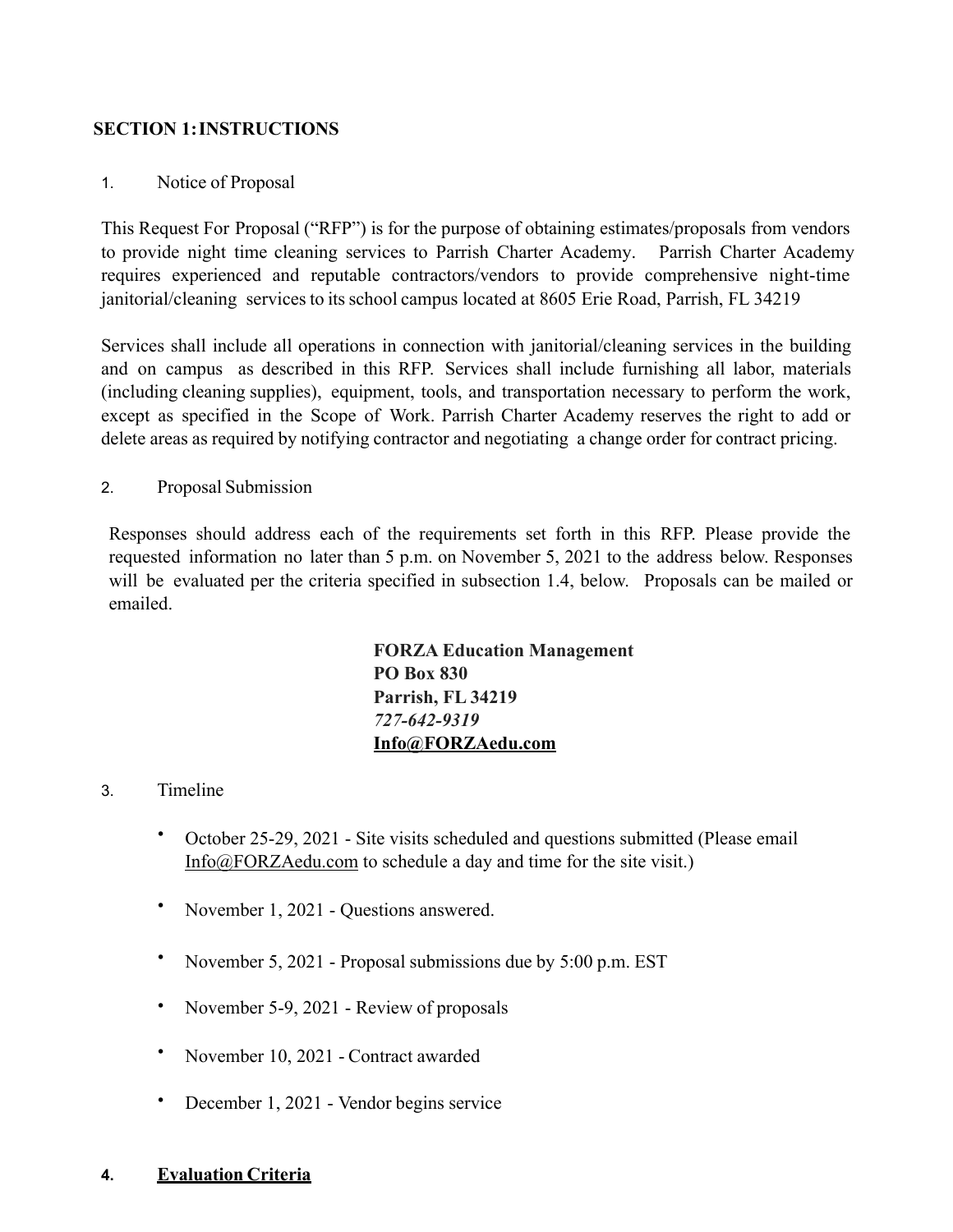## SECTION 1: INSTRUCTIONS

1. Notice of Proposal

This Request For Proposal ("RFP") is for the purpose of obtaining estimates/proposals from vendors to provide night time cleaning services to Parrish Charter Academy. Parrish Charter Academy requires experienced and reputable contractors/vendors to provide comprehensive night-time janitorial/cleaning services to its school campus located at 8605 Erie Road, Parrish, FL 34219

Services shall include all operations in connection with janitorial/cleaning services in the building and on campus as described in this RFP. Services shall include furnishing all labor, materials (including cleaning supplies), equipment, tools, and transportation necessary to perform the work, except as specified in the Scope of Work. Parrish Charter Academy reserves the right to add or delete areas as required by notifying contractor and negotiating a change order for contract pricing.

2. Proposal Submission

Responses should address each of the requirements set forth in this RFP. Please provide the requested information no later than 5 p.m. on November 5, 2021 to the address below. Responses will be evaluated per the criteria specified in subsection 1.4, below. Proposals can be mailed or emailed.

**FORZA Education Management**
**PO Box 830**
**Parrish, FL 34219**
*727-642-9319*
**Info@FORZAedu.com**

3. Timeline

- October 25-29, 2021 - Site visits scheduled and questions submitted (Please email Info@FORZAedu.com to schedule a day and time for the site visit.)
- November 1, 2021 - Questions answered.
- November 5, 2021 - Proposal submissions due by 5:00 p.m. EST
- November 5-9, 2021 - Review of proposals
- November 10, 2021 - Contract awarded
- December 1, 2021 - Vendor begins service

**4. Evaluation Criteria**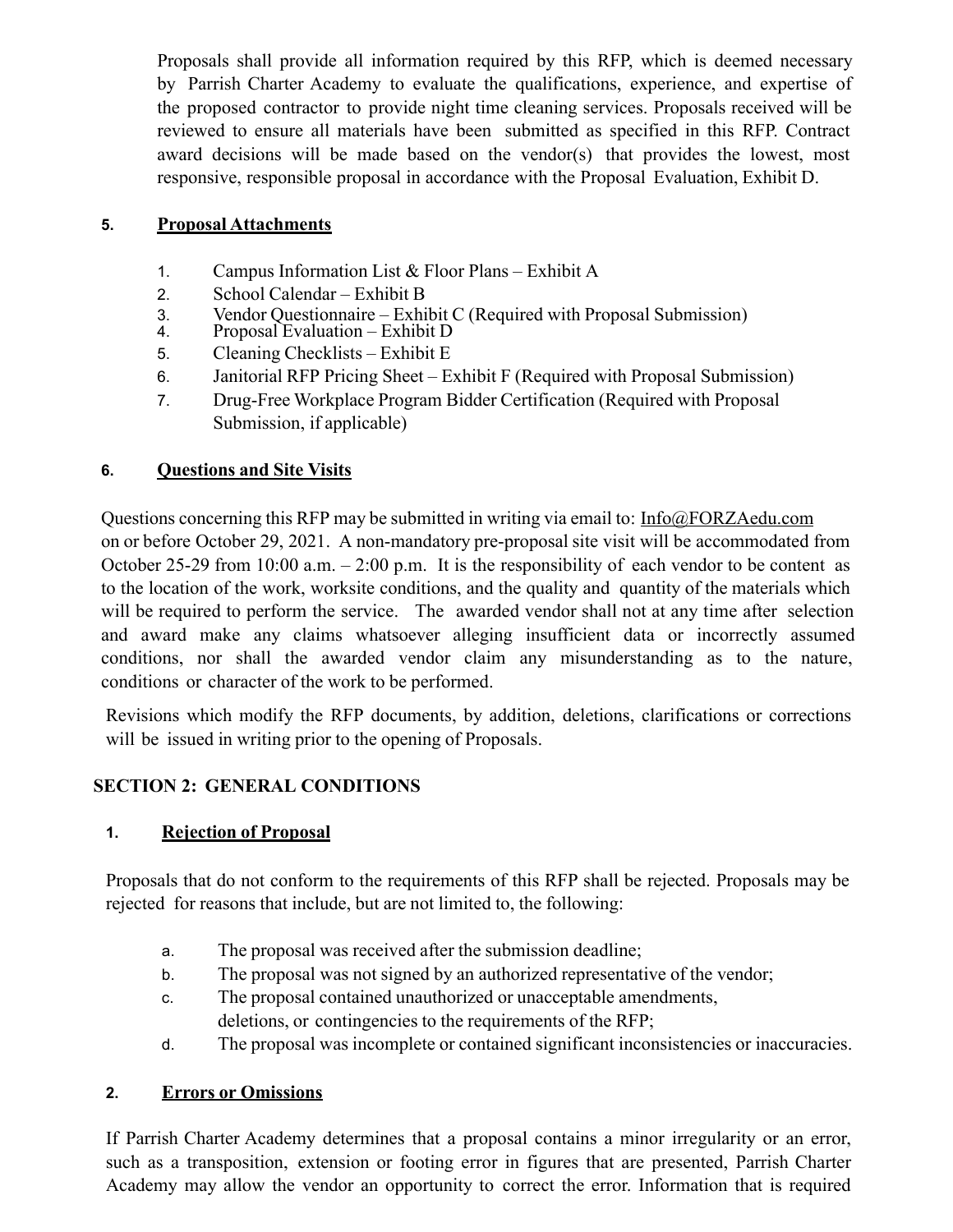Proposals shall provide all information required by this RFP, which is deemed necessary by Parrish Charter Academy to evaluate the qualifications, experience, and expertise of the proposed contractor to provide night time cleaning services. Proposals received will be reviewed to ensure all materials have been submitted as specified in this RFP. Contract award decisions will be made based on the vendor(s) that provides the lowest, most responsive, responsible proposal in accordance with the Proposal Evaluation, Exhibit D.

### 5. Proposal Attachments

1. Campus Information List & Floor Plans – Exhibit A
2. School Calendar – Exhibit B
3. Vendor Questionnaire – Exhibit C (Required with Proposal Submission)
4. Proposal Evaluation – Exhibit D
5. Cleaning Checklists – Exhibit E
6. Janitorial RFP Pricing Sheet – Exhibit F (Required with Proposal Submission)
7. Drug-Free Workplace Program Bidder Certification (Required with Proposal Submission, if applicable)

### 6. Questions and Site Visits

Questions concerning this RFP may be submitted in writing via email to: Info@FORZAedu.com on or before October 29, 2021. A non-mandatory pre-proposal site visit will be accommodated from October 25-29 from 10:00 a.m. – 2:00 p.m. It is the responsibility of each vendor to be content as to the location of the work, worksite conditions, and the quality and quantity of the materials which will be required to perform the service. The awarded vendor shall not at any time after selection and award make any claims whatsoever alleging insufficient data or incorrectly assumed conditions, nor shall the awarded vendor claim any misunderstanding as to the nature, conditions or character of the work to be performed.

Revisions which modify the RFP documents, by addition, deletions, clarifications or corrections will be issued in writing prior to the opening of Proposals.

## SECTION 2: GENERAL CONDITIONS

### 1. Rejection of Proposal

Proposals that do not conform to the requirements of this RFP shall be rejected. Proposals may be rejected for reasons that include, but are not limited to, the following:

a. The proposal was received after the submission deadline;
b. The proposal was not signed by an authorized representative of the vendor;
c. The proposal contained unauthorized or unacceptable amendments, deletions, or contingencies to the requirements of the RFP;
d. The proposal was incomplete or contained significant inconsistencies or inaccuracies.

### 2. Errors or Omissions

If Parrish Charter Academy determines that a proposal contains a minor irregularity or an error, such as a transposition, extension or footing error in figures that are presented, Parrish Charter Academy may allow the vendor an opportunity to correct the error. Information that is required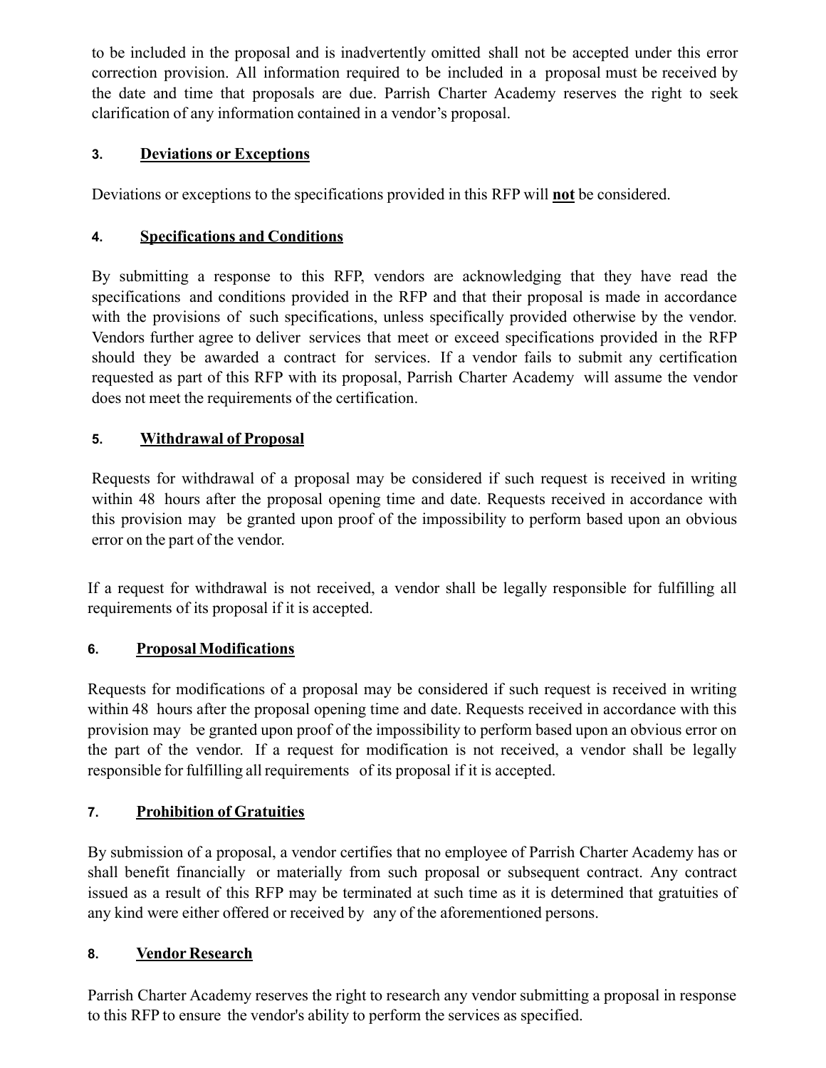to be included in the proposal and is inadvertently omitted shall not be accepted under this error correction provision. All information required to be included in a proposal must be received by the date and time that proposals are due. Parrish Charter Academy reserves the right to seek clarification of any information contained in a vendor's proposal.

### 3. Deviations or Exceptions

Deviations or exceptions to the specifications provided in this RFP will **not** be considered.

### 4. Specifications and Conditions

By submitting a response to this RFP, vendors are acknowledging that they have read the specifications and conditions provided in the RFP and that their proposal is made in accordance with the provisions of such specifications, unless specifically provided otherwise by the vendor. Vendors further agree to deliver services that meet or exceed specifications provided in the RFP should they be awarded a contract for services. If a vendor fails to submit any certification requested as part of this RFP with its proposal, Parrish Charter Academy will assume the vendor does not meet the requirements of the certification.

### 5. Withdrawal of Proposal

Requests for withdrawal of a proposal may be considered if such request is received in writing within 48 hours after the proposal opening time and date. Requests received in accordance with this provision may be granted upon proof of the impossibility to perform based upon an obvious error on the part of the vendor.

If a request for withdrawal is not received, a vendor shall be legally responsible for fulfilling all requirements of its proposal if it is accepted.

### 6. Proposal Modifications

Requests for modifications of a proposal may be considered if such request is received in writing within 48 hours after the proposal opening time and date. Requests received in accordance with this provision may be granted upon proof of the impossibility to perform based upon an obvious error on the part of the vendor. If a request for modification is not received, a vendor shall be legally responsible for fulfilling all requirements of its proposal if it is accepted.

### 7. Prohibition of Gratuities

By submission of a proposal, a vendor certifies that no employee of Parrish Charter Academy has or shall benefit financially or materially from such proposal or subsequent contract. Any contract issued as a result of this RFP may be terminated at such time as it is determined that gratuities of any kind were either offered or received by any of the aforementioned persons.

### 8. Vendor Research

Parrish Charter Academy reserves the right to research any vendor submitting a proposal in response to this RFP to ensure the vendor's ability to perform the services as specified.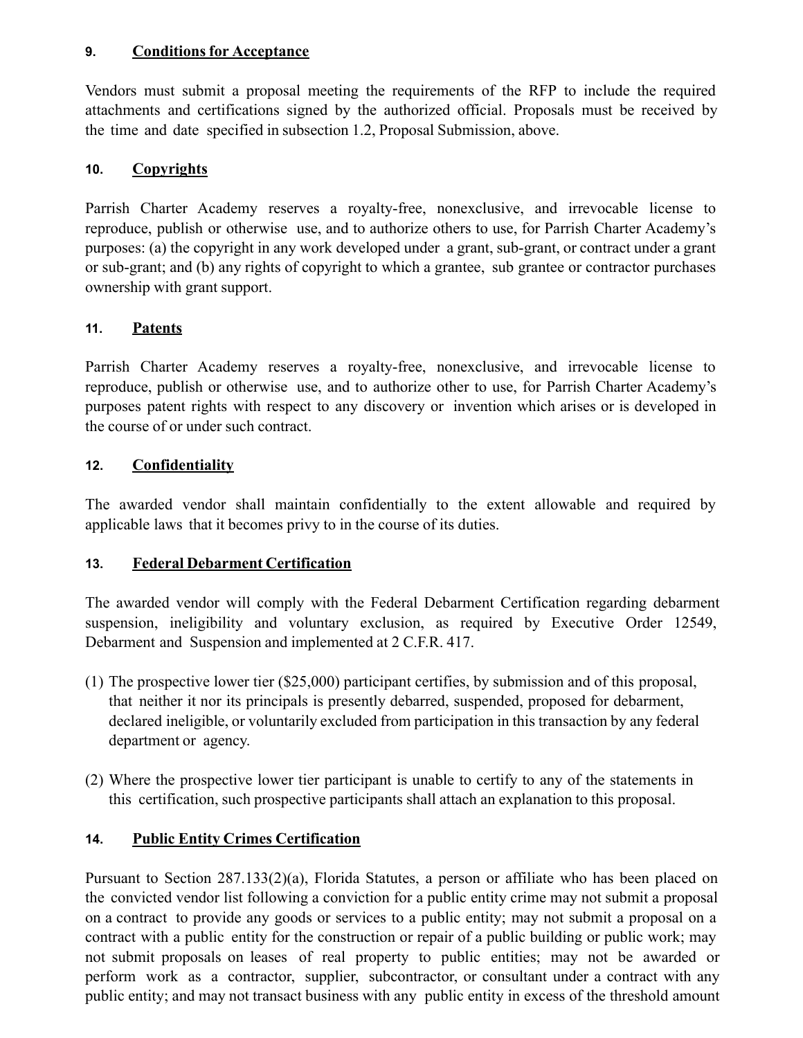## 9. Conditions for Acceptance

Vendors must submit a proposal meeting the requirements of the RFP to include the required attachments and certifications signed by the authorized official. Proposals must be received by the time and date specified in subsection 1.2, Proposal Submission, above.

## 10. Copyrights

Parrish Charter Academy reserves a royalty-free, nonexclusive, and irrevocable license to reproduce, publish or otherwise use, and to authorize others to use, for Parrish Charter Academy's purposes: (a) the copyright in any work developed under a grant, sub-grant, or contract under a grant or sub-grant; and (b) any rights of copyright to which a grantee, sub grantee or contractor purchases ownership with grant support.

## 11. Patents

Parrish Charter Academy reserves a royalty-free, nonexclusive, and irrevocable license to reproduce, publish or otherwise use, and to authorize other to use, for Parrish Charter Academy's purposes patent rights with respect to any discovery or invention which arises or is developed in the course of or under such contract.

## 12. Confidentiality

The awarded vendor shall maintain confidentially to the extent allowable and required by applicable laws that it becomes privy to in the course of its duties.

## 13. Federal Debarment Certification

The awarded vendor will comply with the Federal Debarment Certification regarding debarment suspension, ineligibility and voluntary exclusion, as required by Executive Order 12549, Debarment and Suspension and implemented at 2 C.F.R. 417.

(1) The prospective lower tier ($25,000) participant certifies, by submission and of this proposal, that neither it nor its principals is presently debarred, suspended, proposed for debarment, declared ineligible, or voluntarily excluded from participation in this transaction by any federal department or agency.

(2) Where the prospective lower tier participant is unable to certify to any of the statements in this certification, such prospective participants shall attach an explanation to this proposal.

## 14. Public Entity Crimes Certification

Pursuant to Section 287.133(2)(a), Florida Statutes, a person or affiliate who has been placed on the convicted vendor list following a conviction for a public entity crime may not submit a proposal on a contract to provide any goods or services to a public entity; may not submit a proposal on a contract with a public entity for the construction or repair of a public building or public work; may not submit proposals on leases of real property to public entities; may not be awarded or perform work as a contractor, supplier, subcontractor, or consultant under a contract with any public entity; and may not transact business with any public entity in excess of the threshold amount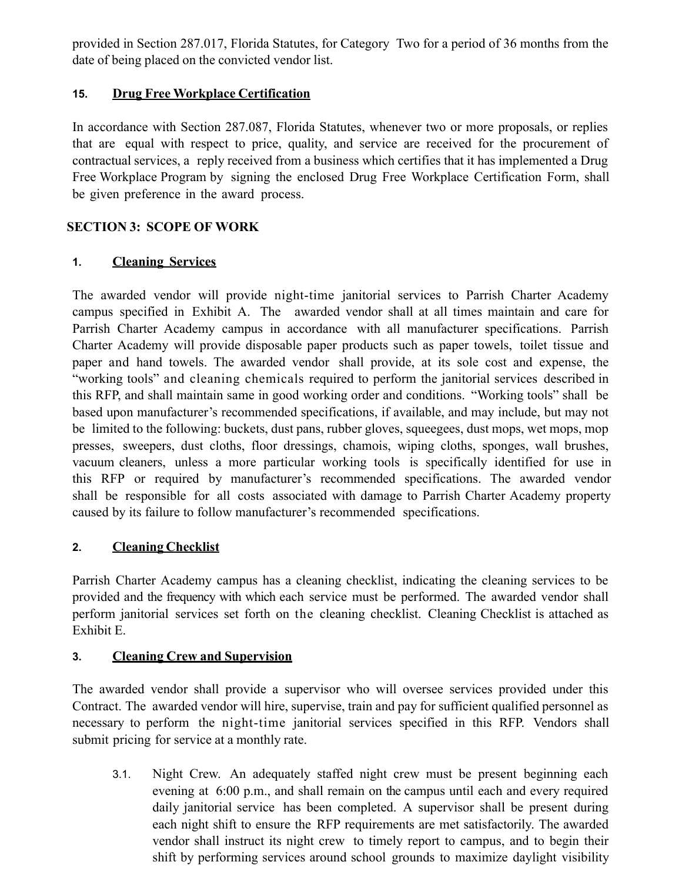provided in Section 287.017, Florida Statutes, for Category Two for a period of 36 months from the date of being placed on the convicted vendor list.

**15. Drug Free Workplace Certification**

In accordance with Section 287.087, Florida Statutes, whenever two or more proposals, or replies that are equal with respect to price, quality, and service are received for the procurement of contractual services, a reply received from a business which certifies that it has implemented a Drug Free Workplace Program by signing the enclosed Drug Free Workplace Certification Form, shall be given preference in the award process.

## SECTION 3: SCOPE OF WORK

**1. Cleaning Services**

The awarded vendor will provide night-time janitorial services to Parrish Charter Academy campus specified in Exhibit A. The awarded vendor shall at all times maintain and care for Parrish Charter Academy campus in accordance with all manufacturer specifications. Parrish Charter Academy will provide disposable paper products such as paper towels, toilet tissue and paper and hand towels. The awarded vendor shall provide, at its sole cost and expense, the "working tools" and cleaning chemicals required to perform the janitorial services described in this RFP, and shall maintain same in good working order and conditions. "Working tools" shall be based upon manufacturer's recommended specifications, if available, and may include, but may not be limited to the following: buckets, dust pans, rubber gloves, squeegees, dust mops, wet mops, mop presses, sweepers, dust cloths, floor dressings, chamois, wiping cloths, sponges, wall brushes, vacuum cleaners, unless a more particular working tools is specifically identified for use in this RFP or required by manufacturer's recommended specifications. The awarded vendor shall be responsible for all costs associated with damage to Parrish Charter Academy property caused by its failure to follow manufacturer's recommended specifications.

**2. Cleaning Checklist**

Parrish Charter Academy campus has a cleaning checklist, indicating the cleaning services to be provided and the frequency with which each service must be performed. The awarded vendor shall perform janitorial services set forth on the cleaning checklist. Cleaning Checklist is attached as Exhibit E.

**3. Cleaning Crew and Supervision**

The awarded vendor shall provide a supervisor who will oversee services provided under this Contract. The awarded vendor will hire, supervise, train and pay for sufficient qualified personnel as necessary to perform the night-time janitorial services specified in this RFP. Vendors shall submit pricing for service at a monthly rate.

3.1. Night Crew. An adequately staffed night crew must be present beginning each evening at 6:00 p.m., and shall remain on the campus until each and every required daily janitorial service has been completed. A supervisor shall be present during each night shift to ensure the RFP requirements are met satisfactorily. The awarded vendor shall instruct its night crew to timely report to campus, and to begin their shift by performing services around school grounds to maximize daylight visibility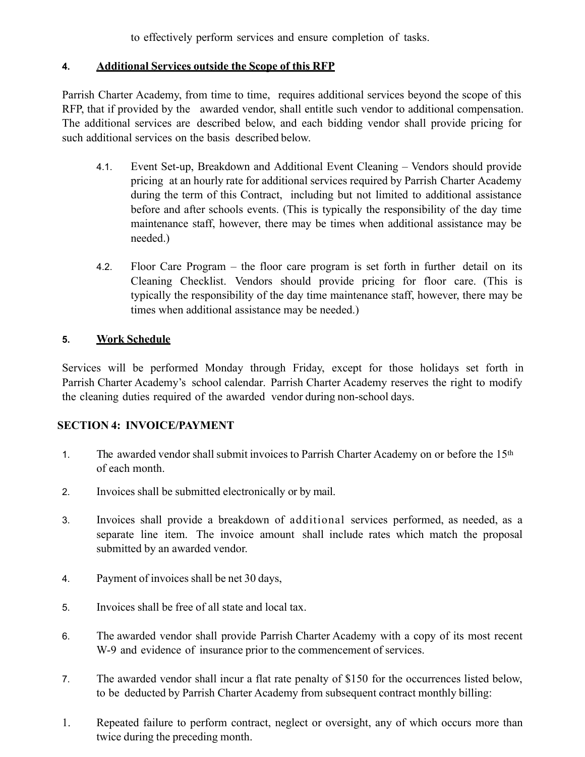to effectively perform services and ensure completion of tasks.

**4. Additional Services outside the Scope of this RFP**

Parrish Charter Academy, from time to time, requires additional services beyond the scope of this RFP, that if provided by the awarded vendor, shall entitle such vendor to additional compensation. The additional services are described below, and each bidding vendor shall provide pricing for such additional services on the basis described below.

4.1. Event Set-up, Breakdown and Additional Event Cleaning – Vendors should provide pricing at an hourly rate for additional services required by Parrish Charter Academy during the term of this Contract, including but not limited to additional assistance before and after schools events. (This is typically the responsibility of the day time maintenance staff, however, there may be times when additional assistance may be needed.)

4.2. Floor Care Program – the floor care program is set forth in further detail on its Cleaning Checklist. Vendors should provide pricing for floor care. (This is typically the responsibility of the day time maintenance staff, however, there may be times when additional assistance may be needed.)

**5. Work Schedule**

Services will be performed Monday through Friday, except for those holidays set forth in Parrish Charter Academy's school calendar. Parrish Charter Academy reserves the right to modify the cleaning duties required of the awarded vendor during non-school days.

## SECTION 4: INVOICE/PAYMENT

1. The awarded vendor shall submit invoices to Parrish Charter Academy on or before the 15th of each month.
2. Invoices shall be submitted electronically or by mail.
3. Invoices shall provide a breakdown of additional services performed, as needed, as a separate line item. The invoice amount shall include rates which match the proposal submitted by an awarded vendor.
4. Payment of invoices shall be net 30 days,
5. Invoices shall be free of all state and local tax.
6. The awarded vendor shall provide Parrish Charter Academy with a copy of its most recent W-9 and evidence of insurance prior to the commencement of services.
7. The awarded vendor shall incur a flat rate penalty of $150 for the occurrences listed below, to be deducted by Parrish Charter Academy from subsequent contract monthly billing:

1. Repeated failure to perform contract, neglect or oversight, any of which occurs more than twice during the preceding month.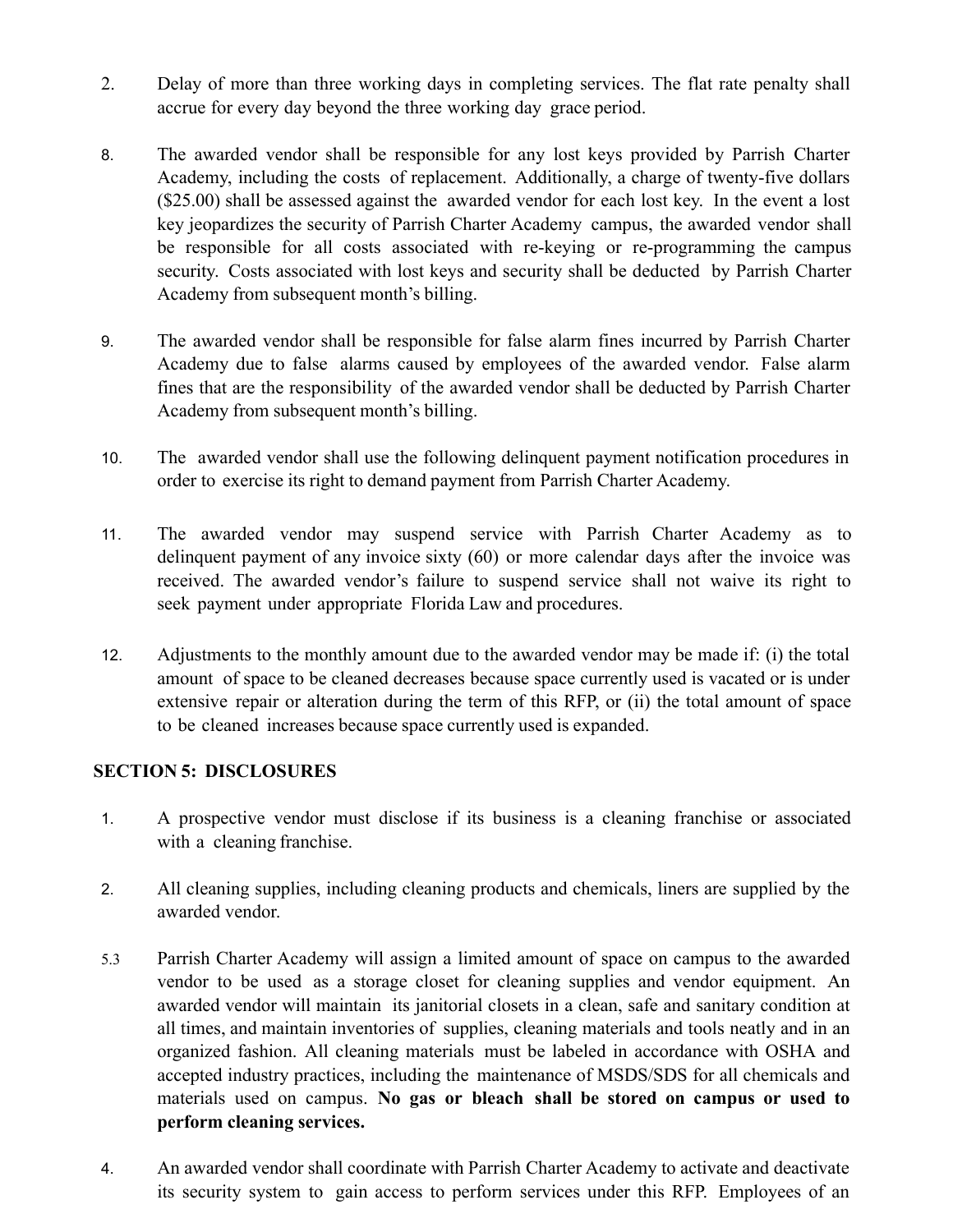2. Delay of more than three working days in completing services. The flat rate penalty shall accrue for every day beyond the three working day grace period.

8. The awarded vendor shall be responsible for any lost keys provided by Parrish Charter Academy, including the costs of replacement. Additionally, a charge of twenty-five dollars ($25.00) shall be assessed against the awarded vendor for each lost key. In the event a lost key jeopardizes the security of Parrish Charter Academy campus, the awarded vendor shall be responsible for all costs associated with re-keying or re-programming the campus security. Costs associated with lost keys and security shall be deducted by Parrish Charter Academy from subsequent month's billing.

9. The awarded vendor shall be responsible for false alarm fines incurred by Parrish Charter Academy due to false alarms caused by employees of the awarded vendor. False alarm fines that are the responsibility of the awarded vendor shall be deducted by Parrish Charter Academy from subsequent month's billing.

10. The awarded vendor shall use the following delinquent payment notification procedures in order to exercise its right to demand payment from Parrish Charter Academy.

11. The awarded vendor may suspend service with Parrish Charter Academy as to delinquent payment of any invoice sixty (60) or more calendar days after the invoice was received. The awarded vendor's failure to suspend service shall not waive its right to seek payment under appropriate Florida Law and procedures.

12. Adjustments to the monthly amount due to the awarded vendor may be made if: (i) the total amount of space to be cleaned decreases because space currently used is vacated or is under extensive repair or alteration during the term of this RFP, or (ii) the total amount of space to be cleaned increases because space currently used is expanded.

## SECTION 5: DISCLOSURES

1. A prospective vendor must disclose if its business is a cleaning franchise or associated with a cleaning franchise.

2. All cleaning supplies, including cleaning products and chemicals, liners are supplied by the awarded vendor.

5.3 Parrish Charter Academy will assign a limited amount of space on campus to the awarded vendor to be used as a storage closet for cleaning supplies and vendor equipment. An awarded vendor will maintain its janitorial closets in a clean, safe and sanitary condition at all times, and maintain inventories of supplies, cleaning materials and tools neatly and in an organized fashion. All cleaning materials must be labeled in accordance with OSHA and accepted industry practices, including the maintenance of MSDS/SDS for all chemicals and materials used on campus. **No gas or bleach shall be stored on campus or used to perform cleaning services.**

4. An awarded vendor shall coordinate with Parrish Charter Academy to activate and deactivate its security system to gain access to perform services under this RFP. Employees of an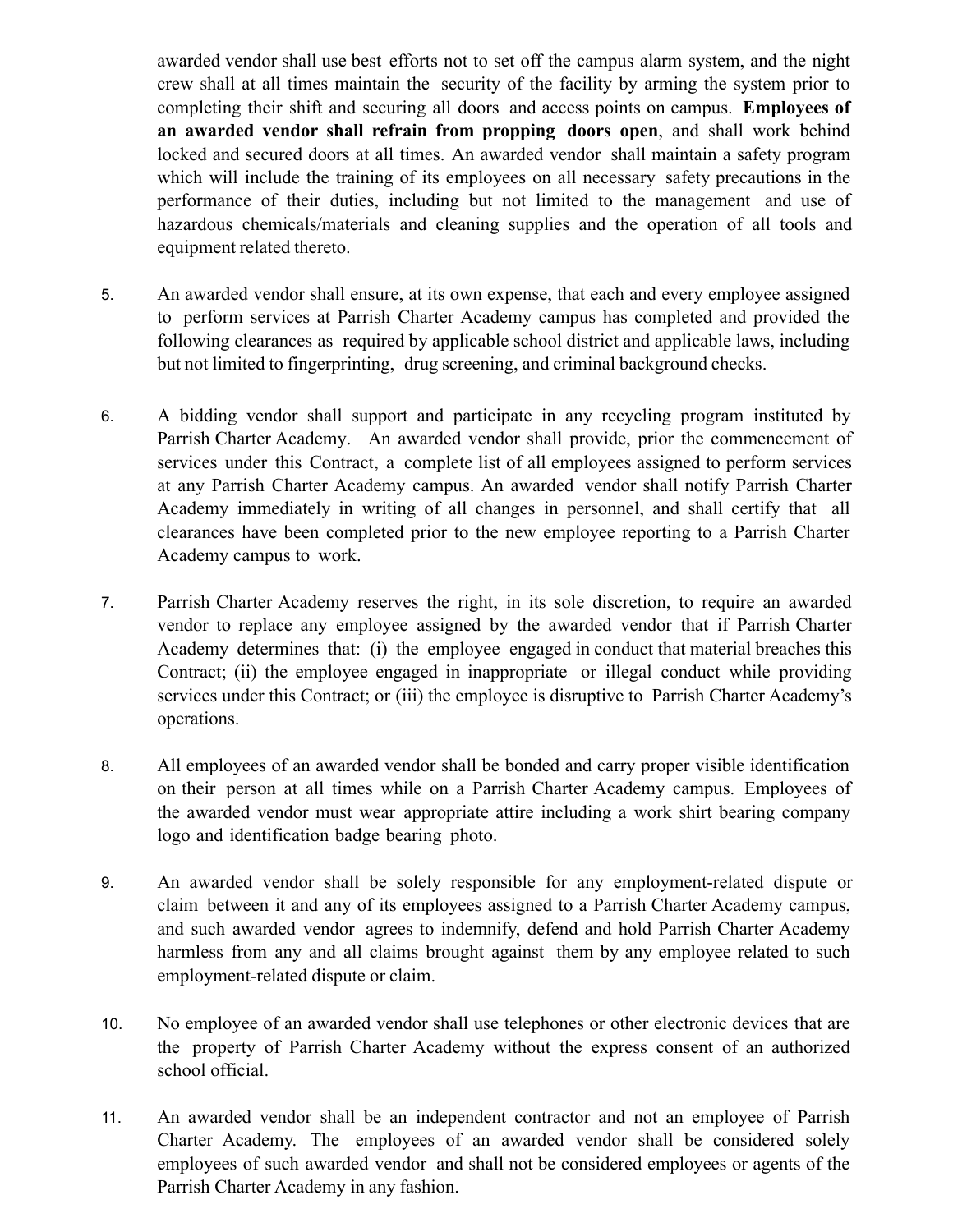awarded vendor shall use best efforts not to set off the campus alarm system, and the night crew shall at all times maintain the security of the facility by arming the system prior to completing their shift and securing all doors and access points on campus. **Employees of an awarded vendor shall refrain from propping doors open**, and shall work behind locked and secured doors at all times. An awarded vendor shall maintain a safety program which will include the training of its employees on all necessary safety precautions in the performance of their duties, including but not limited to the management and use of hazardous chemicals/materials and cleaning supplies and the operation of all tools and equipment related thereto.

5. An awarded vendor shall ensure, at its own expense, that each and every employee assigned to perform services at Parrish Charter Academy campus has completed and provided the following clearances as required by applicable school district and applicable laws, including but not limited to fingerprinting, drug screening, and criminal background checks.

6. A bidding vendor shall support and participate in any recycling program instituted by Parrish Charter Academy. An awarded vendor shall provide, prior the commencement of services under this Contract, a complete list of all employees assigned to perform services at any Parrish Charter Academy campus. An awarded vendor shall notify Parrish Charter Academy immediately in writing of all changes in personnel, and shall certify that all clearances have been completed prior to the new employee reporting to a Parrish Charter Academy campus to work.

7. Parrish Charter Academy reserves the right, in its sole discretion, to require an awarded vendor to replace any employee assigned by the awarded vendor that if Parrish Charter Academy determines that: (i) the employee engaged in conduct that material breaches this Contract; (ii) the employee engaged in inappropriate or illegal conduct while providing services under this Contract; or (iii) the employee is disruptive to Parrish Charter Academy's operations.

8. All employees of an awarded vendor shall be bonded and carry proper visible identification on their person at all times while on a Parrish Charter Academy campus. Employees of the awarded vendor must wear appropriate attire including a work shirt bearing company logo and identification badge bearing photo.

9. An awarded vendor shall be solely responsible for any employment-related dispute or claim between it and any of its employees assigned to a Parrish Charter Academy campus, and such awarded vendor agrees to indemnify, defend and hold Parrish Charter Academy harmless from any and all claims brought against them by any employee related to such employment-related dispute or claim.

10. No employee of an awarded vendor shall use telephones or other electronic devices that are the property of Parrish Charter Academy without the express consent of an authorized school official.

11. An awarded vendor shall be an independent contractor and not an employee of Parrish Charter Academy. The employees of an awarded vendor shall be considered solely employees of such awarded vendor and shall not be considered employees or agents of the Parrish Charter Academy in any fashion.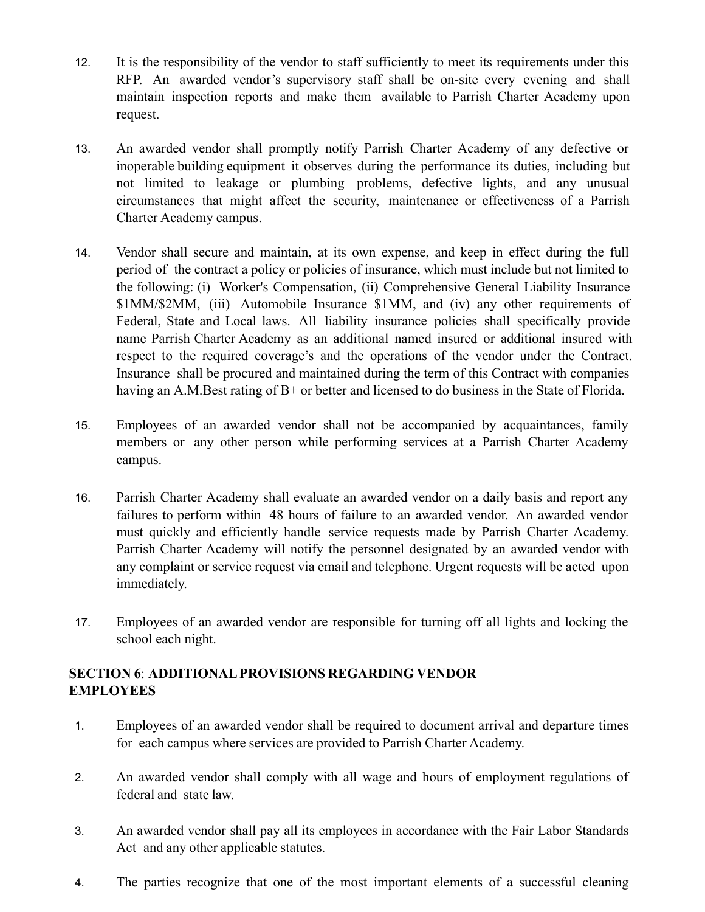12. It is the responsibility of the vendor to staff sufficiently to meet its requirements under this RFP. An awarded vendor's supervisory staff shall be on-site every evening and shall maintain inspection reports and make them available to Parrish Charter Academy upon request.

13. An awarded vendor shall promptly notify Parrish Charter Academy of any defective or inoperable building equipment it observes during the performance its duties, including but not limited to leakage or plumbing problems, defective lights, and any unusual circumstances that might affect the security, maintenance or effectiveness of a Parrish Charter Academy campus.

14. Vendor shall secure and maintain, at its own expense, and keep in effect during the full period of the contract a policy or policies of insurance, which must include but not limited to the following: (i) Worker's Compensation, (ii) Comprehensive General Liability Insurance $1MM/$2MM, (iii) Automobile Insurance $1MM, and (iv) any other requirements of Federal, State and Local laws. All liability insurance policies shall specifically provide name Parrish Charter Academy as an additional named insured or additional insured with respect to the required coverage's and the operations of the vendor under the Contract. Insurance shall be procured and maintained during the term of this Contract with companies having an A.M.Best rating of B+ or better and licensed to do business in the State of Florida.

15. Employees of an awarded vendor shall not be accompanied by acquaintances, family members or any other person while performing services at a Parrish Charter Academy campus.

16. Parrish Charter Academy shall evaluate an awarded vendor on a daily basis and report any failures to perform within 48 hours of failure to an awarded vendor. An awarded vendor must quickly and efficiently handle service requests made by Parrish Charter Academy. Parrish Charter Academy will notify the personnel designated by an awarded vendor with any complaint or service request via email and telephone. Urgent requests will be acted upon immediately.

17. Employees of an awarded vendor are responsible for turning off all lights and locking the school each night.

**SECTION 6**: **ADDITIONAL PROVISIONS REGARDING VENDOR EMPLOYEES**

1. Employees of an awarded vendor shall be required to document arrival and departure times for each campus where services are provided to Parrish Charter Academy.

2. An awarded vendor shall comply with all wage and hours of employment regulations of federal and state law.

3. An awarded vendor shall pay all its employees in accordance with the Fair Labor Standards Act and any other applicable statutes.

4. The parties recognize that one of the most important elements of a successful cleaning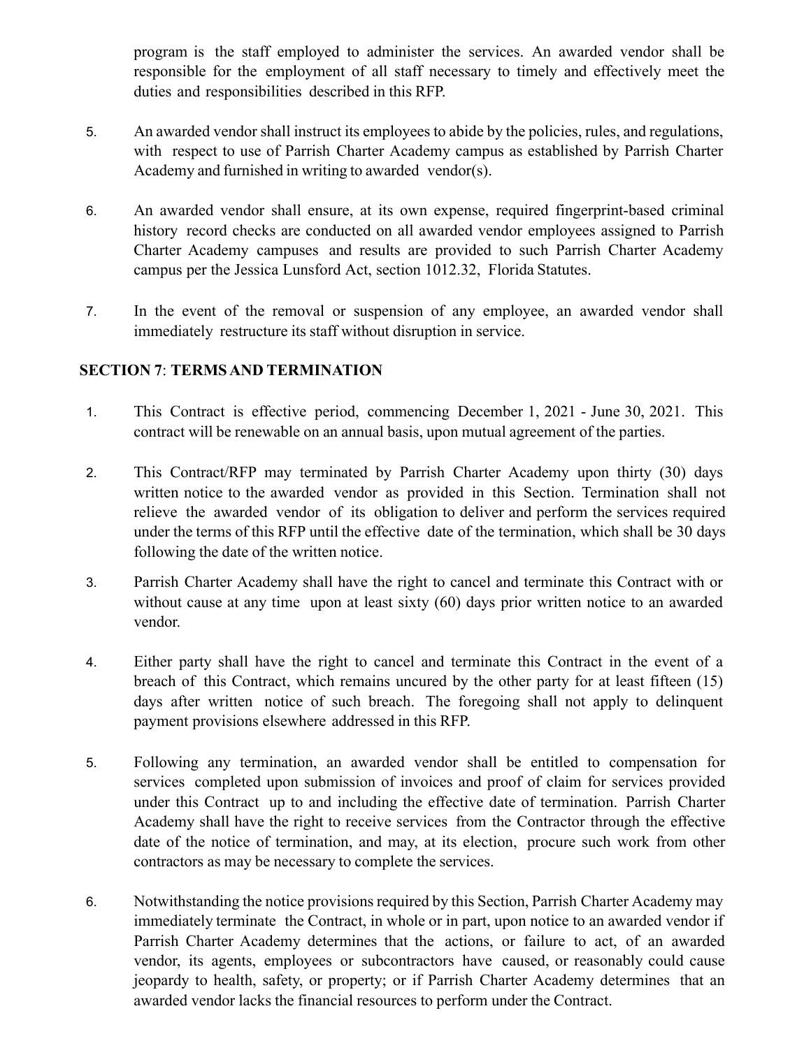program is the staff employed to administer the services. An awarded vendor shall be responsible for the employment of all staff necessary to timely and effectively meet the duties and responsibilities described in this RFP.

5. An awarded vendor shall instruct its employees to abide by the policies, rules, and regulations, with respect to use of Parrish Charter Academy campus as established by Parrish Charter Academy and furnished in writing to awarded vendor(s).

6. An awarded vendor shall ensure, at its own expense, required fingerprint-based criminal history record checks are conducted on all awarded vendor employees assigned to Parrish Charter Academy campuses and results are provided to such Parrish Charter Academy campus per the Jessica Lunsford Act, section 1012.32, Florida Statutes.

7. In the event of the removal or suspension of any employee, an awarded vendor shall immediately restructure its staff without disruption in service.

## SECTION 7: TERMS AND TERMINATION

1. This Contract is effective period, commencing December 1, 2021 - June 30, 2021. This contract will be renewable on an annual basis, upon mutual agreement of the parties.

2. This Contract/RFP may terminated by Parrish Charter Academy upon thirty (30) days written notice to the awarded vendor as provided in this Section. Termination shall not relieve the awarded vendor of its obligation to deliver and perform the services required under the terms of this RFP until the effective date of the termination, which shall be 30 days following the date of the written notice.

3. Parrish Charter Academy shall have the right to cancel and terminate this Contract with or without cause at any time upon at least sixty (60) days prior written notice to an awarded vendor.

4. Either party shall have the right to cancel and terminate this Contract in the event of a breach of this Contract, which remains uncured by the other party for at least fifteen (15) days after written notice of such breach. The foregoing shall not apply to delinquent payment provisions elsewhere addressed in this RFP.

5. Following any termination, an awarded vendor shall be entitled to compensation for services completed upon submission of invoices and proof of claim for services provided under this Contract up to and including the effective date of termination. Parrish Charter Academy shall have the right to receive services from the Contractor through the effective date of the notice of termination, and may, at its election, procure such work from other contractors as may be necessary to complete the services.

6. Notwithstanding the notice provisions required by this Section, Parrish Charter Academy may immediately terminate the Contract, in whole or in part, upon notice to an awarded vendor if Parrish Charter Academy determines that the actions, or failure to act, of an awarded vendor, its agents, employees or subcontractors have caused, or reasonably could cause jeopardy to health, safety, or property; or if Parrish Charter Academy determines that an awarded vendor lacks the financial resources to perform under the Contract.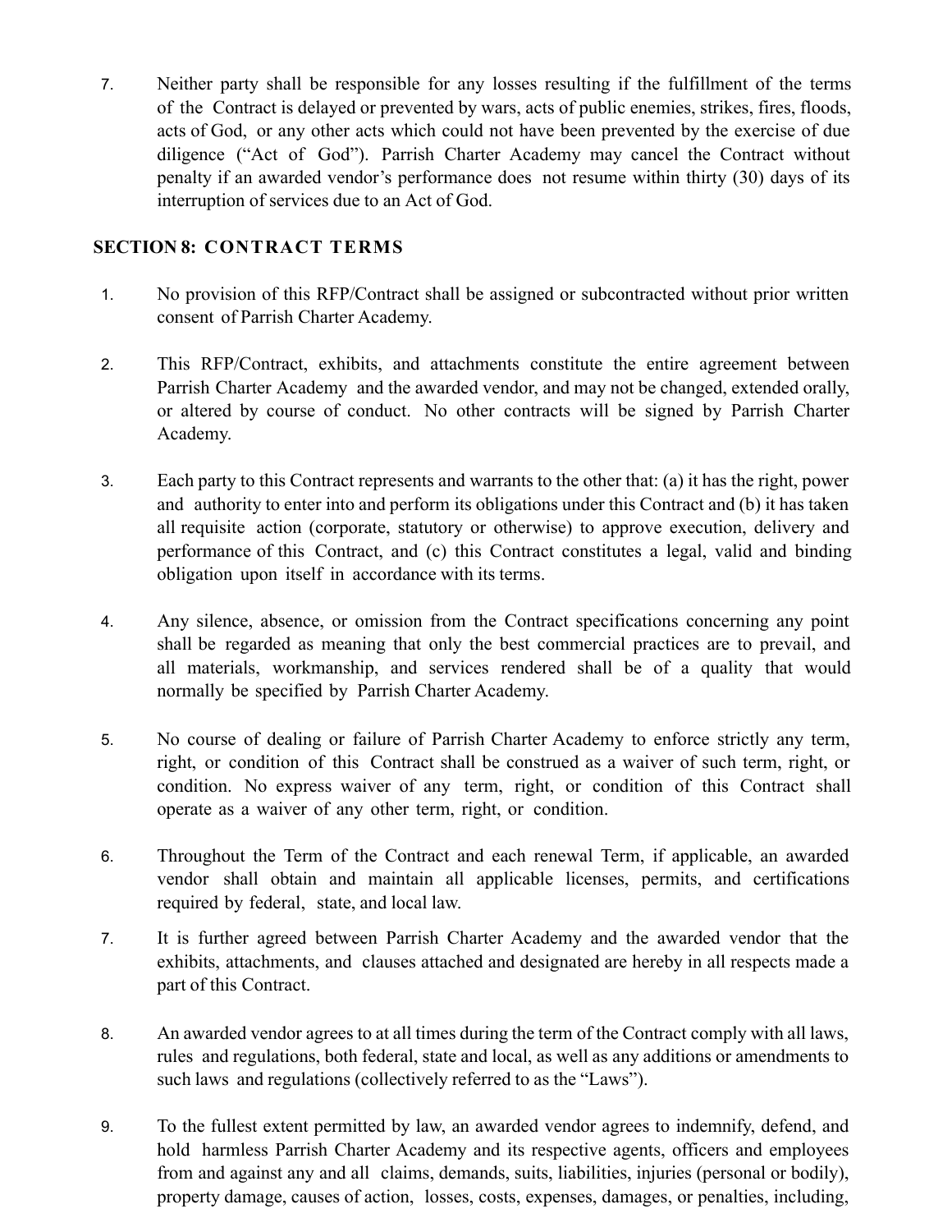7. Neither party shall be responsible for any losses resulting if the fulfillment of the terms of the Contract is delayed or prevented by wars, acts of public enemies, strikes, fires, floods, acts of God, or any other acts which could not have been prevented by the exercise of due diligence ("Act of God"). Parrish Charter Academy may cancel the Contract without penalty if an awarded vendor's performance does not resume within thirty (30) days of its interruption of services due to an Act of God.

## SECTION 8: CONTRACT TERMS

1. No provision of this RFP/Contract shall be assigned or subcontracted without prior written consent of Parrish Charter Academy.

2. This RFP/Contract, exhibits, and attachments constitute the entire agreement between Parrish Charter Academy and the awarded vendor, and may not be changed, extended orally, or altered by course of conduct. No other contracts will be signed by Parrish Charter Academy.

3. Each party to this Contract represents and warrants to the other that: (a) it has the right, power and authority to enter into and perform its obligations under this Contract and (b) it has taken all requisite action (corporate, statutory or otherwise) to approve execution, delivery and performance of this Contract, and (c) this Contract constitutes a legal, valid and binding obligation upon itself in accordance with its terms.

4. Any silence, absence, or omission from the Contract specifications concerning any point shall be regarded as meaning that only the best commercial practices are to prevail, and all materials, workmanship, and services rendered shall be of a quality that would normally be specified by Parrish Charter Academy.

5. No course of dealing or failure of Parrish Charter Academy to enforce strictly any term, right, or condition of this Contract shall be construed as a waiver of such term, right, or condition. No express waiver of any term, right, or condition of this Contract shall operate as a waiver of any other term, right, or condition.

6. Throughout the Term of the Contract and each renewal Term, if applicable, an awarded vendor shall obtain and maintain all applicable licenses, permits, and certifications required by federal, state, and local law.

7. It is further agreed between Parrish Charter Academy and the awarded vendor that the exhibits, attachments, and clauses attached and designated are hereby in all respects made a part of this Contract.

8. An awarded vendor agrees to at all times during the term of the Contract comply with all laws, rules and regulations, both federal, state and local, as well as any additions or amendments to such laws and regulations (collectively referred to as the "Laws").

9. To the fullest extent permitted by law, an awarded vendor agrees to indemnify, defend, and hold harmless Parrish Charter Academy and its respective agents, officers and employees from and against any and all claims, demands, suits, liabilities, injuries (personal or bodily), property damage, causes of action, losses, costs, expenses, damages, or penalties, including,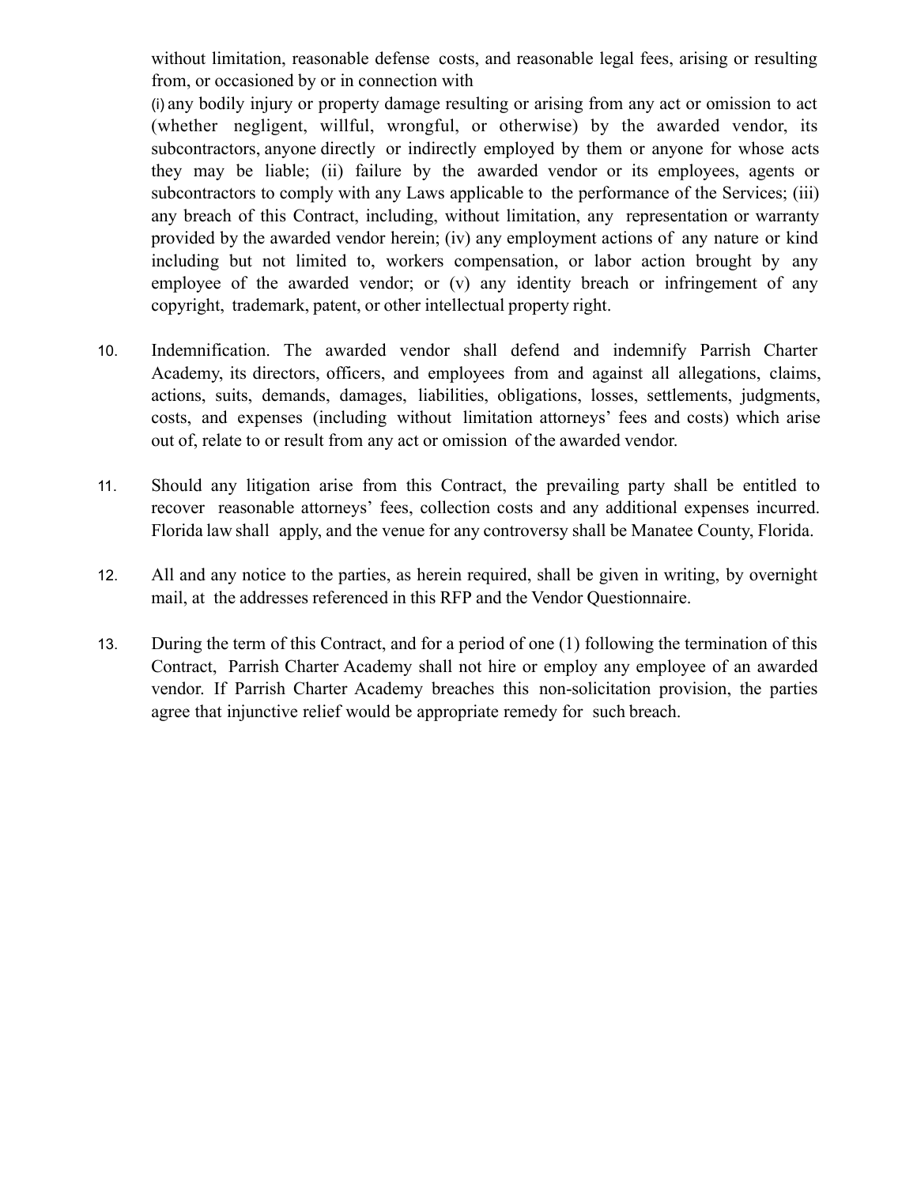without limitation, reasonable defense costs, and reasonable legal fees, arising or resulting from, or occasioned by or in connection with

(i) any bodily injury or property damage resulting or arising from any act or omission to act (whether negligent, willful, wrongful, or otherwise) by the awarded vendor, its subcontractors, anyone directly or indirectly employed by them or anyone for whose acts they may be liable; (ii) failure by the awarded vendor or its employees, agents or subcontractors to comply with any Laws applicable to the performance of the Services; (iii) any breach of this Contract, including, without limitation, any representation or warranty provided by the awarded vendor herein; (iv) any employment actions of any nature or kind including but not limited to, workers compensation, or labor action brought by any employee of the awarded vendor; or (v) any identity breach or infringement of any copyright, trademark, patent, or other intellectual property right.

10. Indemnification. The awarded vendor shall defend and indemnify Parrish Charter Academy, its directors, officers, and employees from and against all allegations, claims, actions, suits, demands, damages, liabilities, obligations, losses, settlements, judgments, costs, and expenses (including without limitation attorneys' fees and costs) which arise out of, relate to or result from any act or omission of the awarded vendor.

11. Should any litigation arise from this Contract, the prevailing party shall be entitled to recover reasonable attorneys' fees, collection costs and any additional expenses incurred. Florida law shall apply, and the venue for any controversy shall be Manatee County, Florida.

12. All and any notice to the parties, as herein required, shall be given in writing, by overnight mail, at the addresses referenced in this RFP and the Vendor Questionnaire.

13. During the term of this Contract, and for a period of one (1) following the termination of this Contract, Parrish Charter Academy shall not hire or employ any employee of an awarded vendor. If Parrish Charter Academy breaches this non-solicitation provision, the parties agree that injunctive relief would be appropriate remedy for such breach.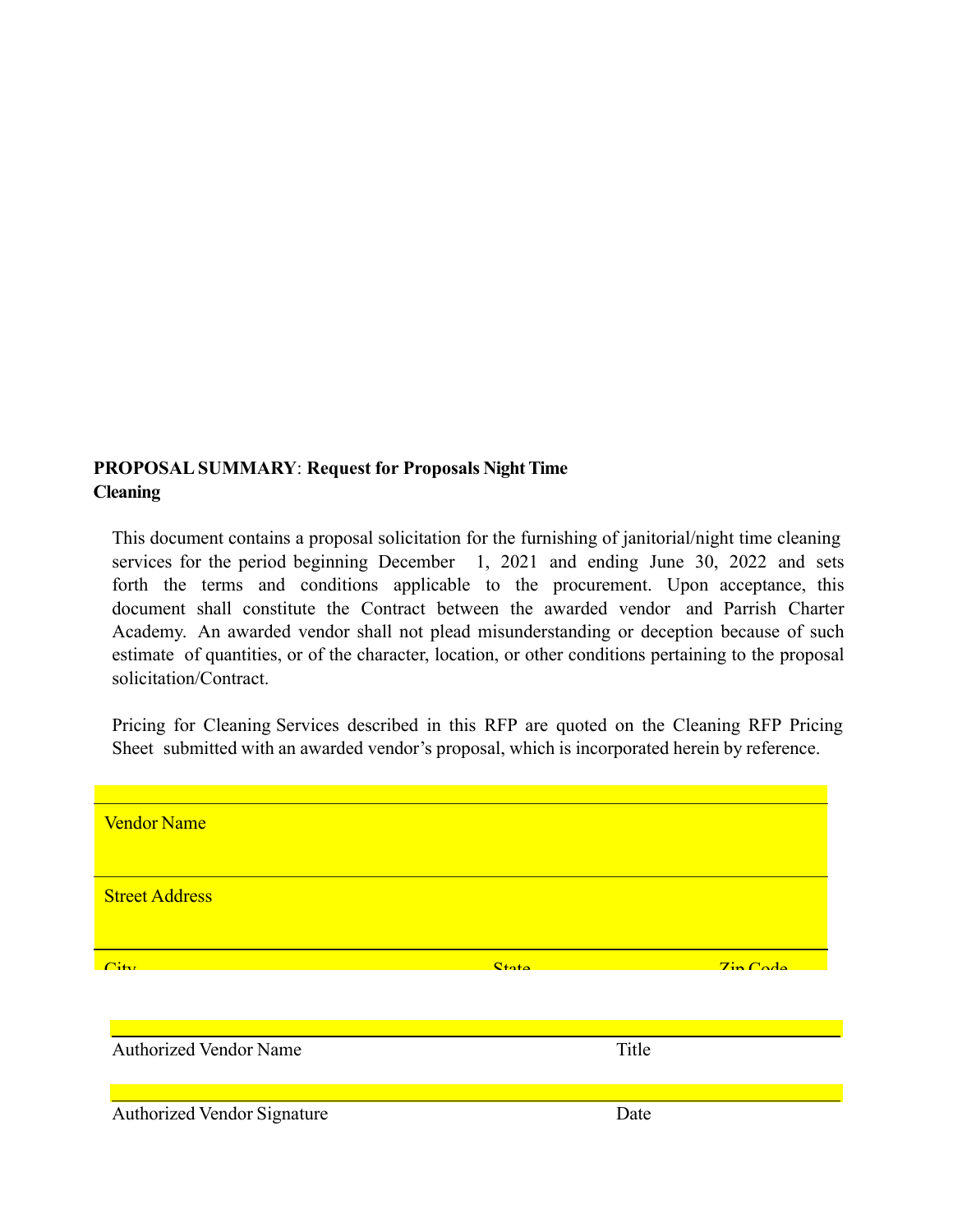**PROPOSAL SUMMARY**: **Request for Proposals Night Time Cleaning**

This document contains a proposal solicitation for the furnishing of janitorial/night time cleaning services for the period beginning December 1, 2021 and ending June 30, 2022 and sets forth the terms and conditions applicable to the procurement. Upon acceptance, this document shall constitute the Contract between the awarded vendor and Parrish Charter Academy. An awarded vendor shall not plead misunderstanding or deception because of such estimate of quantities, or of the character, location, or other conditions pertaining to the proposal solicitation/Contract.

Pricing for Cleaning Services described in this RFP are quoted on the Cleaning RFP Pricing Sheet submitted with an awarded vendor's proposal, which is incorporated herein by reference.

| | | |
|---|---|---|
| Vendor Name | | |
| Street Address | | |
| City | State | Zip Code |

| | |
|---|---|
| Authorized Vendor Name | Title |
| Authorized Vendor Signature | Date |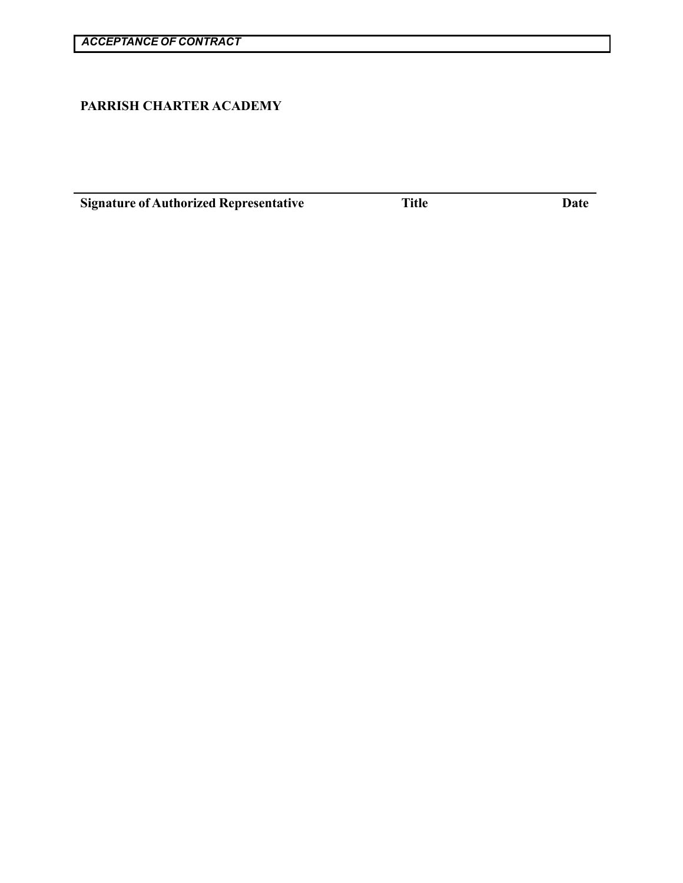***ACCEPTANCE OF CONTRACT***

**PARRISH CHARTER ACADEMY**

---

**Signature of Authorized Representative** **Title** **Date**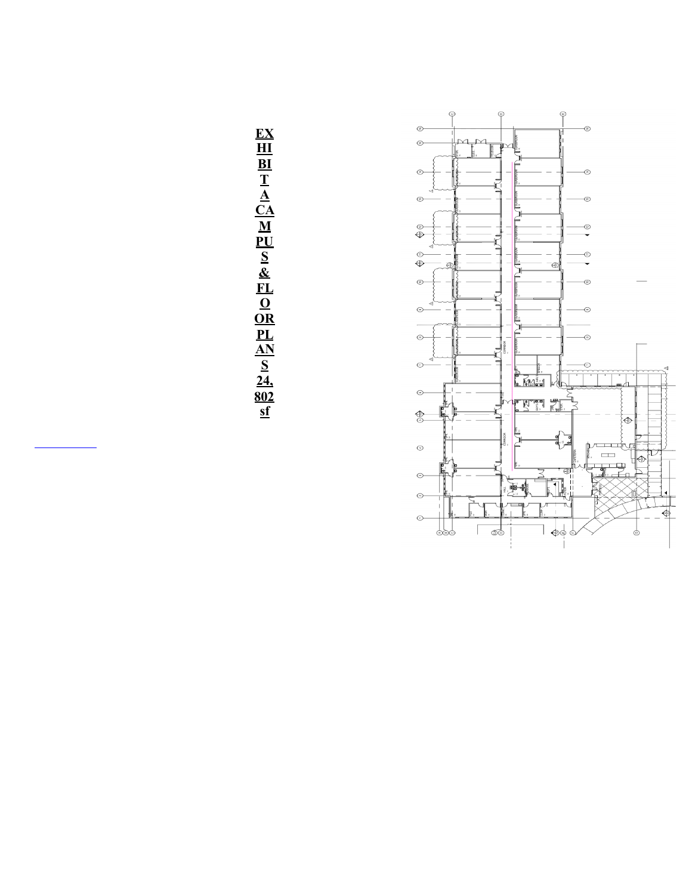**EXHIBIT A CAMPUS & FLOOR PLANS 24,802 sf**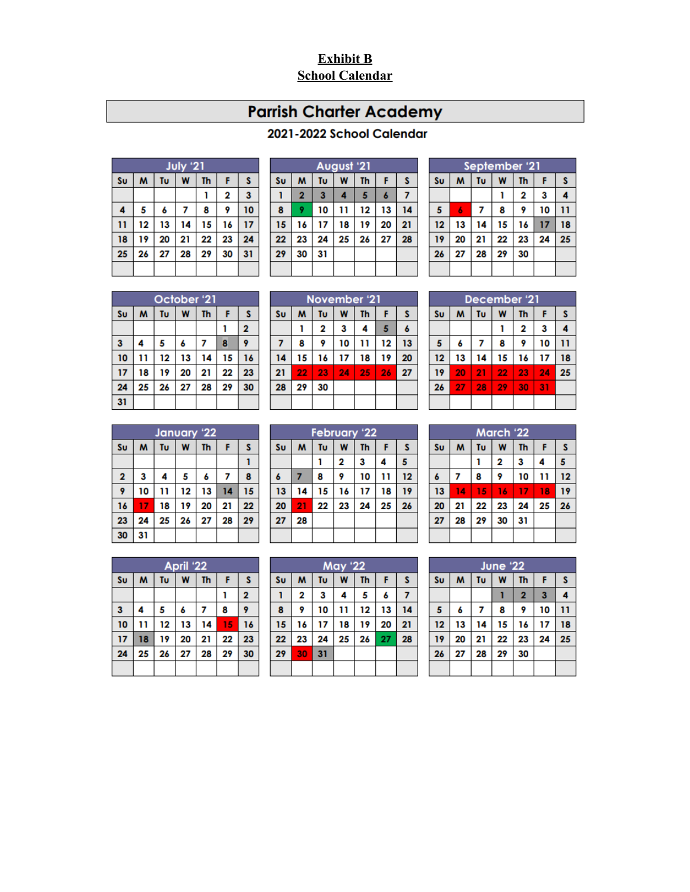**Exhibit B**
**School Calendar**

# Parrish Charter Academy

## 2021-2022 School Calendar

**July '21**

| Su | M | Tu | W | Th | F | S |
|---|---|---|---|---|---|---|
| | | | | 1 | 2 | 3 |
| 4 | 5 | 6 | 7 | 8 | 9 | 10 |
| 11 | 12 | 13 | 14 | 15 | 16 | 17 |
| 18 | 19 | 20 | 21 | 22 | 23 | 24 |
| 25 | 26 | 27 | 28 | 29 | 30 | 31 |

**August '21**

| Su | M | Tu | W | Th | F | S |
|---|---|---|---|---|---|---|
| 1 | 2 | 3 | 4 | 5 | 6 | 7 |
| 8 | 9 | 10 | 11 | 12 | 13 | 14 |
| 15 | 16 | 17 | 18 | 19 | 20 | 21 |
| 22 | 23 | 24 | 25 | 26 | 27 | 28 |
| 29 | 30 | 31 | | | | |

**September '21**

| Su | M | Tu | W | Th | F | S |
|---|---|---|---|---|---|---|
| | | | 1 | 2 | 3 | 4 |
| 5 | 6 | 7 | 8 | 9 | 10 | 11 |
| 12 | 13 | 14 | 15 | 16 | 17 | 18 |
| 19 | 20 | 21 | 22 | 23 | 24 | 25 |
| 26 | 27 | 28 | 29 | 30 | | |

**October '21**

| Su | M | Tu | W | Th | F | S |
|---|---|---|---|---|---|---|
| | | | | | 1 | 2 |
| 3 | 4 | 5 | 6 | 7 | 8 | 9 |
| 10 | 11 | 12 | 13 | 14 | 15 | 16 |
| 17 | 18 | 19 | 20 | 21 | 22 | 23 |
| 24 | 25 | 26 | 27 | 28 | 29 | 30 |
| 31 | | | | | | |

**November '21**

| Su | M | Tu | W | Th | F | S |
|---|---|---|---|---|---|---|
| | 1 | 2 | 3 | 4 | 5 | 6 |
| 7 | 8 | 9 | 10 | 11 | 12 | 13 |
| 14 | 15 | 16 | 17 | 18 | 19 | 20 |
| 21 | 22 | 23 | 24 | 25 | 26 | 27 |
| 28 | 29 | 30 | | | | |

**December '21**

| Su | M | Tu | W | Th | F | S |
|---|---|---|---|---|---|---|
| | | | 1 | 2 | 3 | 4 |
| 5 | 6 | 7 | 8 | 9 | 10 | 11 |
| 12 | 13 | 14 | 15 | 16 | 17 | 18 |
| 19 | 20 | 21 | 22 | 23 | 24 | 25 |
| 26 | 27 | 28 | 29 | 30 | 31 | |

**January '22**

| Su | M | Tu | W | Th | F | S |
|---|---|---|---|---|---|---|
| | | | | | | 1 |
| 2 | 3 | 4 | 5 | 6 | 7 | 8 |
| 9 | 10 | 11 | 12 | 13 | 14 | 15 |
| 16 | 17 | 18 | 19 | 20 | 21 | 22 |
| 23 | 24 | 25 | 26 | 27 | 28 | 29 |
| 30 | 31 | | | | | |

**February '22**

| Su | M | Tu | W | Th | F | S |
|---|---|---|---|---|---|---|
| | | 1 | 2 | 3 | 4 | 5 |
| 6 | 7 | 8 | 9 | 10 | 11 | 12 |
| 13 | 14 | 15 | 16 | 17 | 18 | 19 |
| 20 | 21 | 22 | 23 | 24 | 25 | 26 |
| 27 | 28 | | | | | |

**March '22**

| Su | M | Tu | W | Th | F | S |
|---|---|---|---|---|---|---|
| | | 1 | 2 | 3 | 4 | 5 |
| 6 | 7 | 8 | 9 | 10 | 11 | 12 |
| 13 | 14 | 15 | 16 | 17 | 18 | 19 |
| 20 | 21 | 22 | 23 | 24 | 25 | 26 |
| 27 | 28 | 29 | 30 | 31 | | |

**April '22**

| Su | M | Tu | W | Th | F | S |
|---|---|---|---|---|---|---|
| | | | | | 1 | 2 |
| 3 | 4 | 5 | 6 | 7 | 8 | 9 |
| 10 | 11 | 12 | 13 | 14 | 15 | 16 |
| 17 | 18 | 19 | 20 | 21 | 22 | 23 |
| 24 | 25 | 26 | 27 | 28 | 29 | 30 |

**May '22**

| Su | M | Tu | W | Th | F | S |
|---|---|---|---|---|---|---|
| 1 | 2 | 3 | 4 | 5 | 6 | 7 |
| 8 | 9 | 10 | 11 | 12 | 13 | 14 |
| 15 | 16 | 17 | 18 | 19 | 20 | 21 |
| 22 | 23 | 24 | 25 | 26 | 27 | 28 |
| 29 | 30 | 31 | | | | |

**June '22**

| Su | M | Tu | W | Th | F | S |
|---|---|---|---|---|---|---|
| | | | 1 | 2 | 3 | 4 |
| 5 | 6 | 7 | 8 | 9 | 10 | 11 |
| 12 | 13 | 14 | 15 | 16 | 17 | 18 |
| 19 | 20 | 21 | 22 | 23 | 24 | 25 |
| 26 | 27 | 28 | 29 | 30 | | |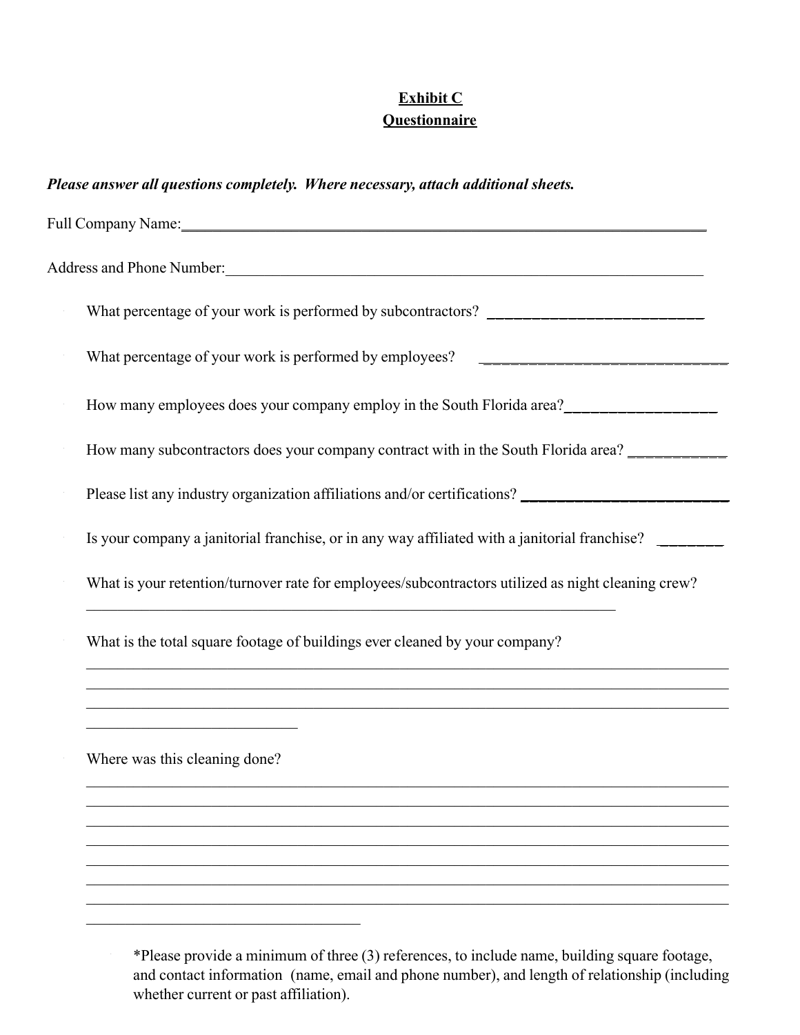**Exhibit C**
**Questionnaire**

***Please answer all questions completely. Where necessary, attach additional sheets.***

Full Company Name:\_\_\_\_\_\_\_\_\_\_\_\_\_\_\_\_\_\_\_\_\_\_\_\_\_\_\_\_\_\_\_\_\_\_\_\_\_\_\_\_\_\_\_\_\_\_\_\_\_\_\_\_\_\_\_\_\_\_\_\_\_\_\_\_

Address and Phone Number:\_\_\_\_\_\_\_\_\_\_\_\_\_\_\_\_\_\_\_\_\_\_\_\_\_\_\_\_\_\_\_\_\_\_\_\_\_\_\_\_\_\_\_\_\_\_\_\_\_\_\_\_\_\_\_\_\_\_\_\_

- What percentage of your work is performed by subcontractors? \_\_\_\_\_\_\_\_\_\_\_\_\_\_\_\_\_\_\_\_\_\_\_\_\_\_\_\_
- What percentage of your work is performed by employees? \_\_\_\_\_\_\_\_\_\_\_\_\_\_\_\_\_\_\_\_\_\_\_\_\_\_\_\_\_\_
- How many employees does your company employ in the South Florida area?\_\_\_\_\_\_\_\_\_\_\_\_\_\_\_\_\_\_\_\_
- How many subcontractors does your company contract with in the South Florida area? \_\_\_\_\_\_\_\_\_\_\_\_
- Please list any industry organization affiliations and/or certifications? \_\_\_\_\_\_\_\_\_\_\_\_\_\_\_\_\_\_\_\_\_\_\_\_\_\_\_\_
- Is your company a janitorial franchise, or in any way affiliated with a janitorial franchise? \_\_\_\_\_\_\_\_
- What is your retention/turnover rate for employees/subcontractors utilized as night cleaning crew?
  \_\_\_\_\_\_\_\_\_\_\_\_\_\_\_\_\_\_\_\_\_\_\_\_\_\_\_\_\_\_\_\_\_\_\_\_\_\_\_\_\_\_\_\_\_\_\_\_\_\_\_\_\_\_\_\_\_\_\_\_\_\_\_\_\_\_\_\_
- What is the total square footage of buildings ever cleaned by your company?
  \_\_\_\_\_\_\_\_\_\_\_\_\_\_\_\_\_\_\_\_\_\_\_\_\_\_\_\_\_\_\_\_\_\_\_\_\_\_\_\_\_\_\_\_\_\_\_\_\_\_\_\_\_\_\_\_\_\_\_\_\_\_\_\_\_\_\_\_\_\_\_\_\_\_\_\_\_\_\_\_
  \_\_\_\_\_\_\_\_\_\_\_\_\_\_\_\_\_\_\_\_\_\_\_\_\_\_\_\_\_\_\_\_\_\_\_\_\_\_\_\_\_\_\_\_\_\_\_\_\_\_\_\_\_\_\_\_\_\_\_\_\_\_\_\_\_\_\_\_\_\_\_\_\_\_\_\_\_\_\_\_
  \_\_\_\_\_\_\_\_\_\_\_\_\_\_\_\_\_\_\_\_\_\_\_\_\_\_\_\_\_\_\_\_\_\_\_\_\_\_\_\_\_\_\_\_\_\_\_\_\_\_\_\_\_\_\_\_\_\_\_\_\_\_\_\_\_\_\_\_\_\_\_\_\_\_\_\_\_\_\_\_
  \_\_\_\_\_\_\_\_\_\_\_\_\_\_\_\_\_\_\_\_\_\_\_\_\_\_\_
- Where was this cleaning done?
  \_\_\_\_\_\_\_\_\_\_\_\_\_\_\_\_\_\_\_\_\_\_\_\_\_\_\_\_\_\_\_\_\_\_\_\_\_\_\_\_\_\_\_\_\_\_\_\_\_\_\_\_\_\_\_\_\_\_\_\_\_\_\_\_\_\_\_\_\_\_\_\_\_\_\_\_\_\_\_\_
  \_\_\_\_\_\_\_\_\_\_\_\_\_\_\_\_\_\_\_\_\_\_\_\_\_\_\_\_\_\_\_\_\_\_\_\_\_\_\_\_\_\_\_\_\_\_\_\_\_\_\_\_\_\_\_\_\_\_\_\_\_\_\_\_\_\_\_\_\_\_\_\_\_\_\_\_\_\_\_\_
  \_\_\_\_\_\_\_\_\_\_\_\_\_\_\_\_\_\_\_\_\_\_\_\_\_\_\_\_\_\_\_\_\_\_\_\_\_\_\_\_\_\_\_\_\_\_\_\_\_\_\_\_\_\_\_\_\_\_\_\_\_\_\_\_\_\_\_\_\_\_\_\_\_\_\_\_\_\_\_\_
  \_\_\_\_\_\_\_\_\_\_\_\_\_\_\_\_\_\_\_\_\_\_\_\_\_\_\_\_\_\_\_\_\_\_\_\_\_\_\_\_\_\_\_\_\_\_\_\_\_\_\_\_\_\_\_\_\_\_\_\_\_\_\_\_\_\_\_\_\_\_\_\_\_\_\_\_\_\_\_\_
  \_\_\_\_\_\_\_\_\_\_\_\_\_\_\_\_\_\_\_\_\_\_\_\_\_\_\_\_\_\_\_\_\_\_\_\_\_\_\_\_\_\_\_\_\_\_\_\_\_\_\_\_\_\_\_\_\_\_\_\_\_\_\_\_\_\_\_\_\_\_\_\_\_\_\_\_\_\_\_\_
  \_\_\_\_\_\_\_\_\_\_\_\_\_\_\_\_\_\_\_\_\_\_\_\_\_\_\_\_\_\_\_\_\_\_\_\_\_\_\_\_\_\_\_\_\_\_\_\_\_\_\_\_\_\_\_\_\_\_\_\_\_\_\_\_\_\_\_\_\_\_\_\_\_\_\_\_\_\_\_\_
  \_\_\_\_\_\_\_\_\_\_\_\_\_\_\_\_\_\_\_\_\_\_\_\_\_\_\_\_\_\_\_\_\_\_\_\_\_\_\_\_\_\_\_\_\_\_\_\_\_\_\_\_\_\_\_\_\_\_\_\_\_\_\_\_\_\_\_\_\_\_\_\_\_\_\_\_\_\_\_\_
  \_\_\_\_\_\_\_\_\_\_\_\_\_\_\_\_\_\_\_\_\_\_\_\_\_\_\_\_\_\_\_\_\_\_\_\_

  - *Please provide a minimum of three (3) references, to include name, building square footage, and contact information (name, email and phone number), and length of relationship (including whether current or past affiliation).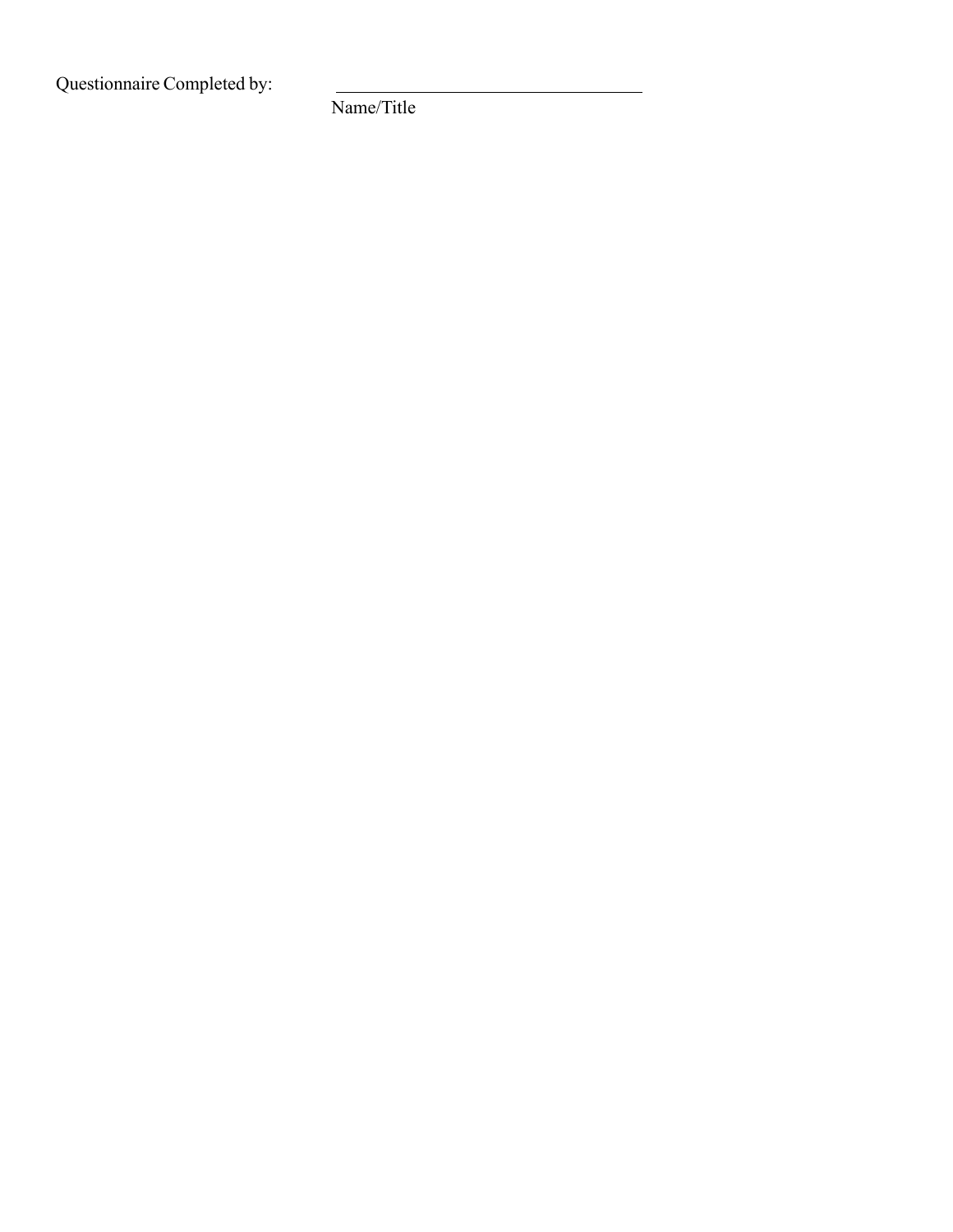Questionnaire Completed by: ______________________________

Name/Title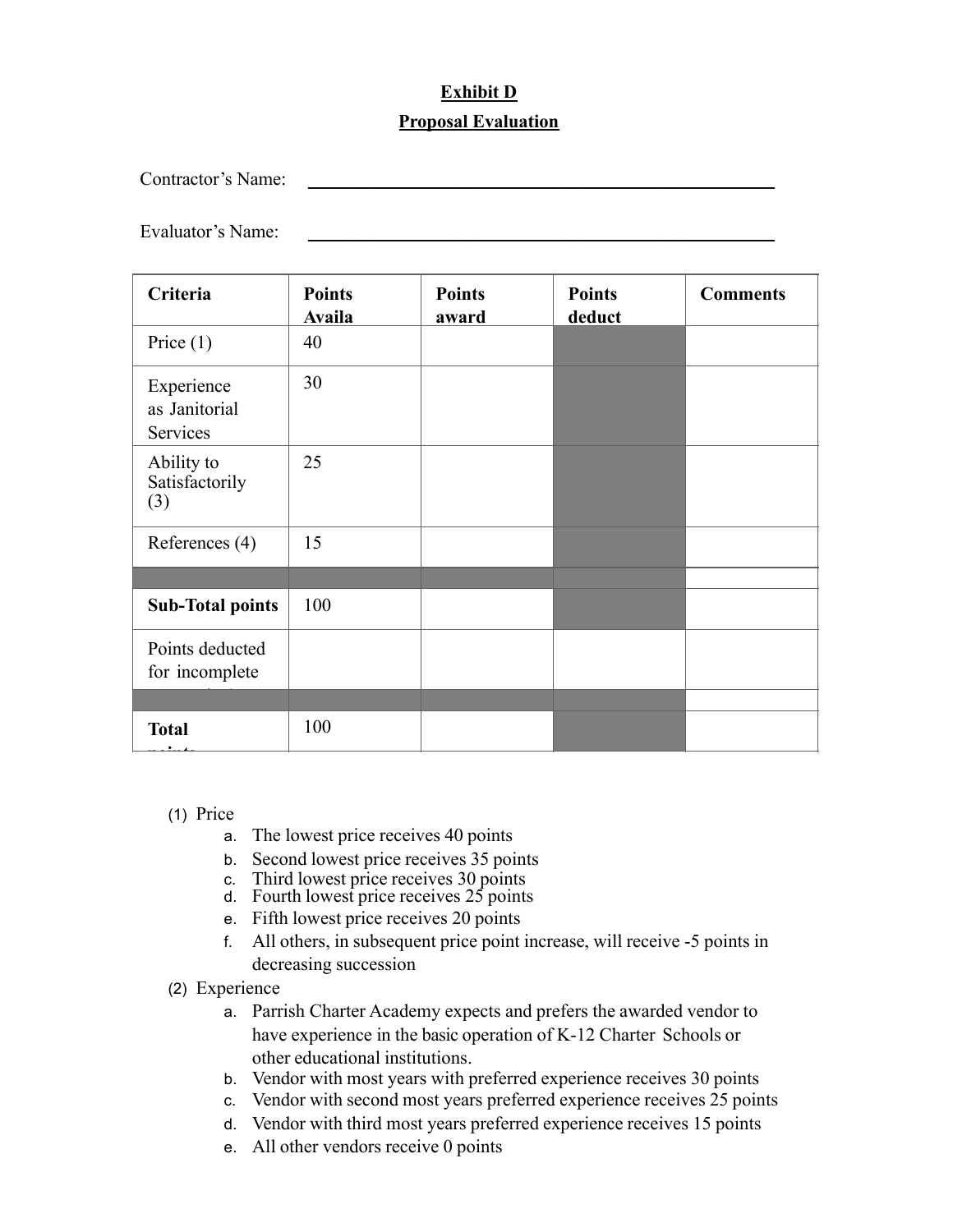**Exhibit D**

**Proposal Evaluation**

Contractor's Name: ______________________________

Evaluator's Name: ______________________________

| Criteria | Points Availa | Points award | Points deduct | Comments |
|---|---|---|---|---|
| Price (1) | 40 | | | |
| Experience as Janitorial Services | 30 | | | |
| Ability to Satisfactorily (3) | 25 | | | |
| References (4) | 15 | | | |
| | | | | |
| **Sub-Total points** | 100 | | | |
| Points deducted for incomplete | | | | |
| | | | | |
| **Total** | 100 | | | |

(1) Price
   a. The lowest price receives 40 points
   b. Second lowest price receives 35 points
   c. Third lowest price receives 30 points
   d. Fourth lowest price receives 25 points
   e. Fifth lowest price receives 20 points
   f. All others, in subsequent price point increase, will receive -5 points in decreasing succession

(2) Experience
   a. Parrish Charter Academy expects and prefers the awarded vendor to have experience in the basic operation of K-12 Charter Schools or other educational institutions.
   b. Vendor with most years with preferred experience receives 30 points
   c. Vendor with second most years preferred experience receives 25 points
   d. Vendor with third most years preferred experience receives 15 points
   e. All other vendors receive 0 points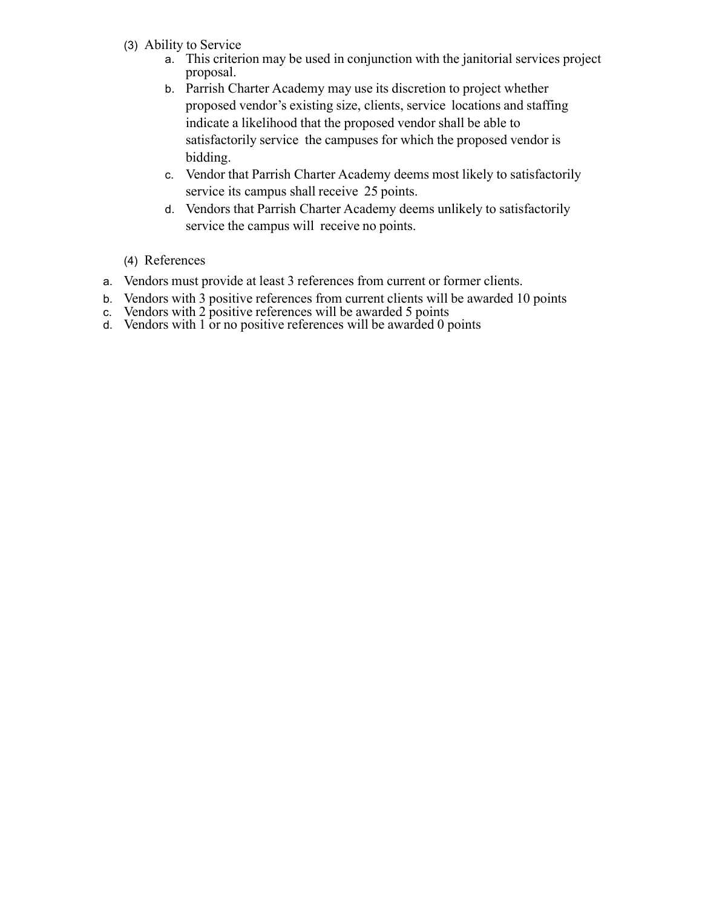(3) Ability to Service

a. This criterion may be used in conjunction with the janitorial services project proposal.
b. Parrish Charter Academy may use its discretion to project whether proposed vendor's existing size, clients, service locations and staffing indicate a likelihood that the proposed vendor shall be able to satisfactorily service the campuses for which the proposed vendor is bidding.
c. Vendor that Parrish Charter Academy deems most likely to satisfactorily service its campus shall receive 25 points.
d. Vendors that Parrish Charter Academy deems unlikely to satisfactorily service the campus will receive no points.

(4) References

a. Vendors must provide at least 3 references from current or former clients.
b. Vendors with 3 positive references from current clients will be awarded 10 points
c. Vendors with 2 positive references will be awarded 5 points
d. Vendors with 1 or no positive references will be awarded 0 points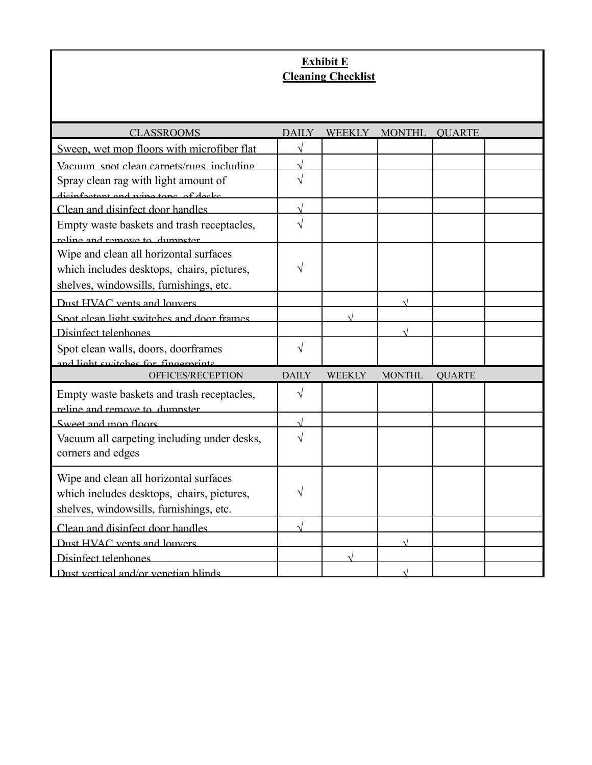**Exhibit E**
**Cleaning Checklist**

| CLASSROOMS | DAILY | WEEKLY | MONTHL | QUARTE | |
|---|---|---|---|---|---|
| Sweep, wet mop floors with microfiber flat | √ | | | | |
| Vacuum, spot clean carpets/rugs, including | √ | | | | |
| Spray clean rag with light amount of disinfectant and wipe tops of desks | √ | | | | |
| Clean and disinfect door handles | √ | | | | |
| Empty waste baskets and trash receptacles, reline and remove to dumpster | √ | | | | |
| Wipe and clean all horizontal surfaces which includes desktops, chairs, pictures, shelves, windowsills, furnishings, etc. | √ | | | | |
| Dust HVAC vents and louvers | | | √ | | |
| Spot clean light switches and door frames | | √ | | | |
| Disinfect telephones | | | √ | | |
| Spot clean walls, doors, doorframes and light switches for fingerprints | √ | | | | |
| **OFFICES/RECEPTION** | **DAILY** | **WEEKLY** | **MONTHL** | **QUARTE** | |
| Empty waste baskets and trash receptacles, reline and remove to dumpster | √ | | | | |
| Sweet and mop floors | √ | | | | |
| Vacuum all carpeting including under desks, corners and edges | √ | | | | |
| Wipe and clean all horizontal surfaces which includes desktops, chairs, pictures, shelves, windowsills, furnishings, etc. | √ | | | | |
| Clean and disinfect door handles | √ | | | | |
| Dust HVAC vents and louvers | | | √ | | |
| Disinfect telephones | | √ | | | |
| Dust vertical and/or venetian blinds | | | √ | | |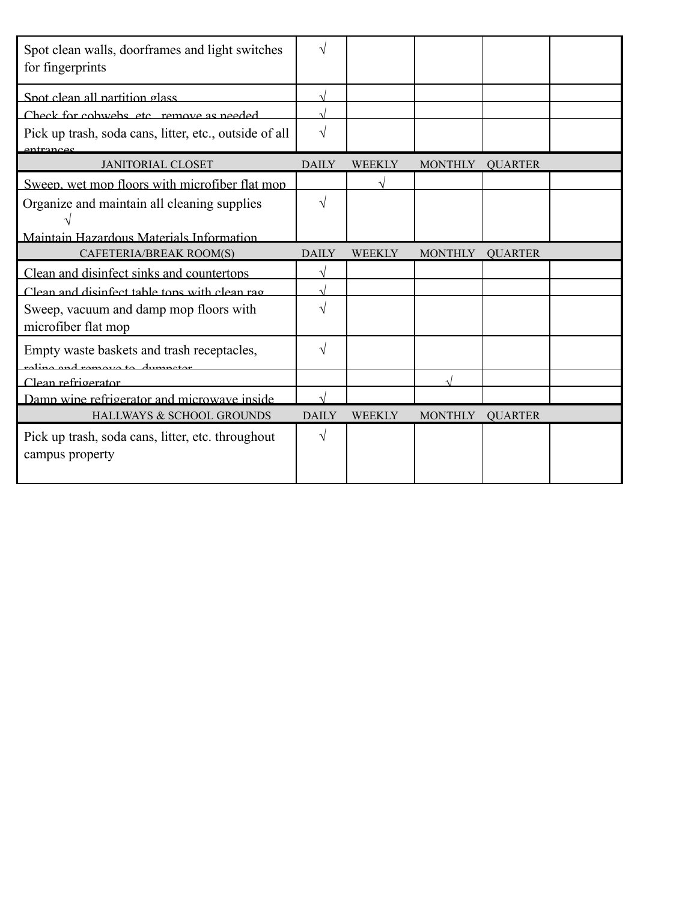| | | | | | |
|---|---|---|---|---|---|
| Spot clean walls, doorframes and light switches for fingerprints | √ | | | | |
| Spot clean all partition glass | √ | | | | |
| Check for cobwebs, etc., remove as needed | √ | | | | |
| Pick up trash, soda cans, litter, etc., outside of all entrances | √ | | | | |
| JANITORIAL CLOSET | DAILY | WEEKLY | MONTHLY | QUARTER | |
| Sweep, wet mop floors with microfiber flat mop | | √ | | | |
| Organize and maintain all cleaning supplies √ Maintain Hazardous Materials Information | √ | | | | |
| CAFETERIA/BREAK ROOM(S) | DAILY | WEEKLY | MONTHLY | QUARTER | |
| Clean and disinfect sinks and countertops | √ | | | | |
| Clean and disinfect table tops with clean rag | √ | | | | |
| Sweep, vacuum and damp mop floors with microfiber flat mop | √ | | | | |
| Empty waste baskets and trash receptacles, reline and remove to dumpster | √ | | | | |
| Clean refrigerator | | | √ | | |
| Damp wipe refrigerator and microwave inside | √ | | | | |
| HALLWAYS & SCHOOL GROUNDS | DAILY | WEEKLY | MONTHLY | QUARTER | |
| Pick up trash, soda cans, litter, etc. throughout campus property | √ | | | | |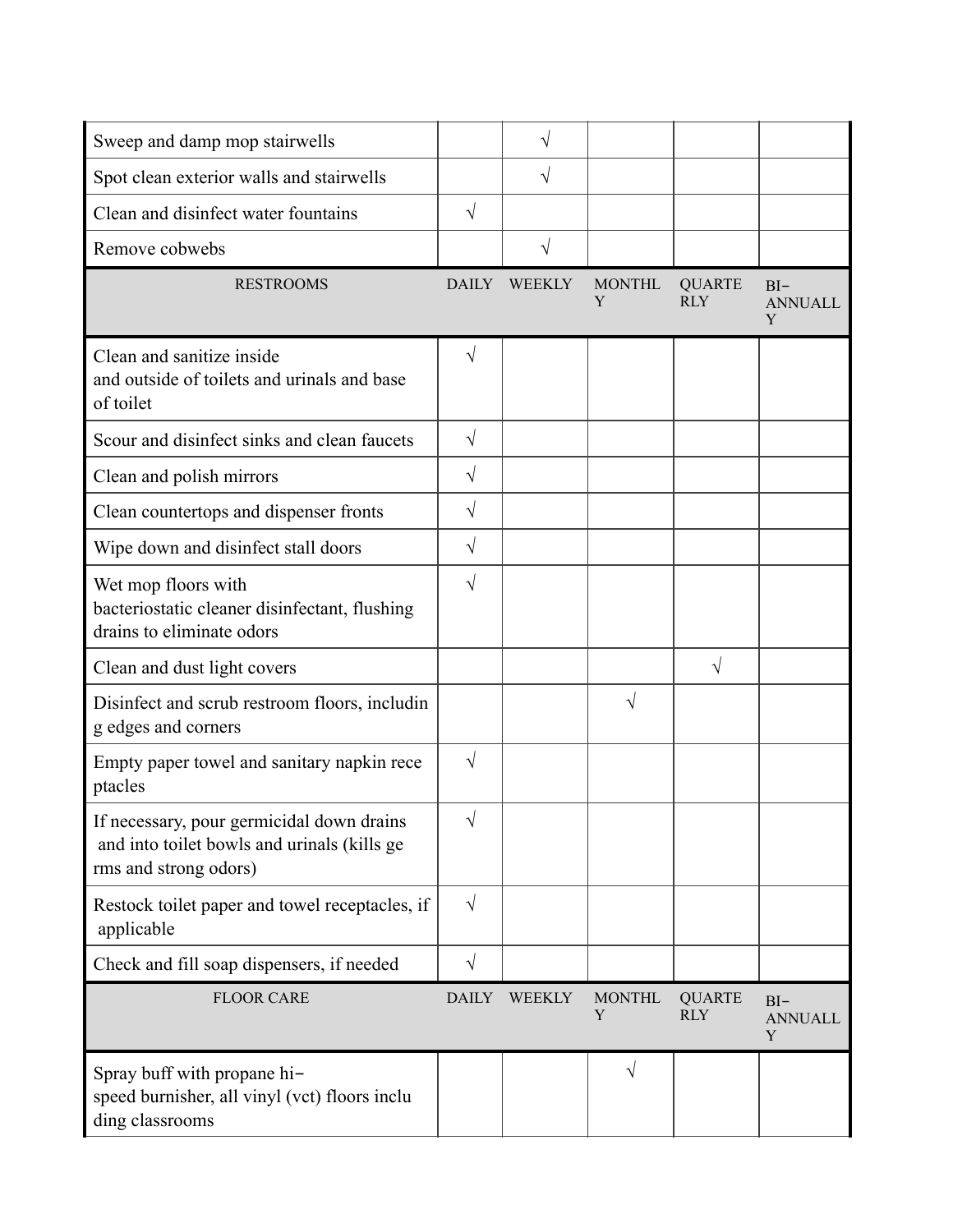| Sweep and damp mop stairwells | | √ | | | |
|---|---|---|---|---|---|
| Spot clean exterior walls and stairwells | | √ | | | |
| Clean and disinfect water fountains | √ | | | | |
| Remove cobwebs | | √ | | | |
| RESTROOMS | DAILY | WEEKLY | MONTHLY | QUARTERLY | BI-ANNUALLY |
| Clean and sanitize inside and outside of toilets and urinals and base of toilet | √ | | | | |
| Scour and disinfect sinks and clean faucets | √ | | | | |
| Clean and polish mirrors | √ | | | | |
| Clean countertops and dispenser fronts | √ | | | | |
| Wipe down and disinfect stall doors | √ | | | | |
| Wet mop floors with bacteriostatic cleaner disinfectant, flushing drains to eliminate odors | √ | | | | |
| Clean and dust light covers | | | | √ | |
| Disinfect and scrub restroom floors, including edges and corners | | | √ | | |
| Empty paper towel and sanitary napkin receptacles | √ | | | | |
| If necessary, pour germicidal down drains and into toilet bowls and urinals (kills germs and strong odors) | √ | | | | |
| Restock toilet paper and towel receptacles, if applicable | √ | | | | |
| Check and fill soap dispensers, if needed | √ | | | | |
| FLOOR CARE | DAILY | WEEKLY | MONTHLY | QUARTERLY | BI-ANNUALLY |
| Spray buff with propane hi-speed burnisher, all vinyl (vct) floors including classrooms | | | √ | | |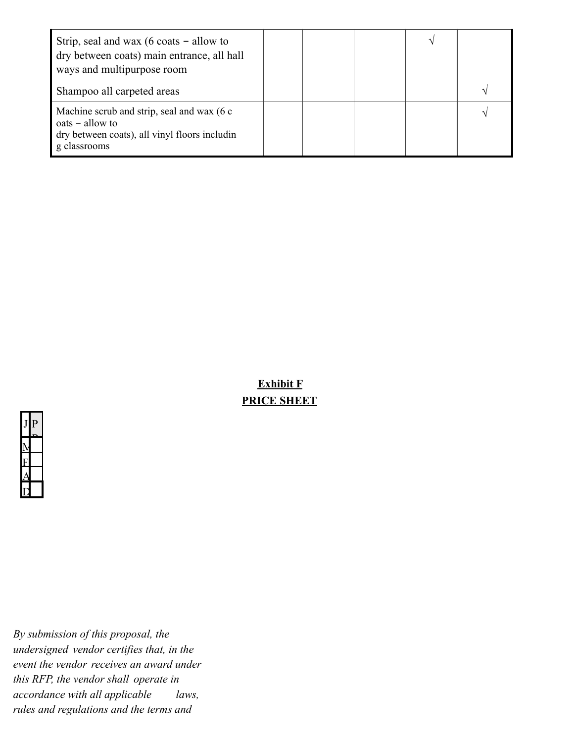| | | | | | |
|---|---|---|---|---|---|
| Strip, seal and wax (6 coats – allow to dry between coats) main entrance, all hall ways and multipurpose room | | | | √ | |
| Shampoo all carpeted areas | | | | | √ |
| Machine scrub and strip, seal and wax (6 c oats – allow to dry between coats), all vinyl floors includin g classrooms | | | | | √ |

**Exhibit F**

**PRICE SHEET**

| J | P |
|---|---|
| M | |
| F | |
| A | |
| D | |

*By submission of this proposal, the undersigned vendor certifies that, in the event the vendor receives an award under this RFP, the vendor shall operate in accordance with all applicable laws, rules and regulations and the terms and*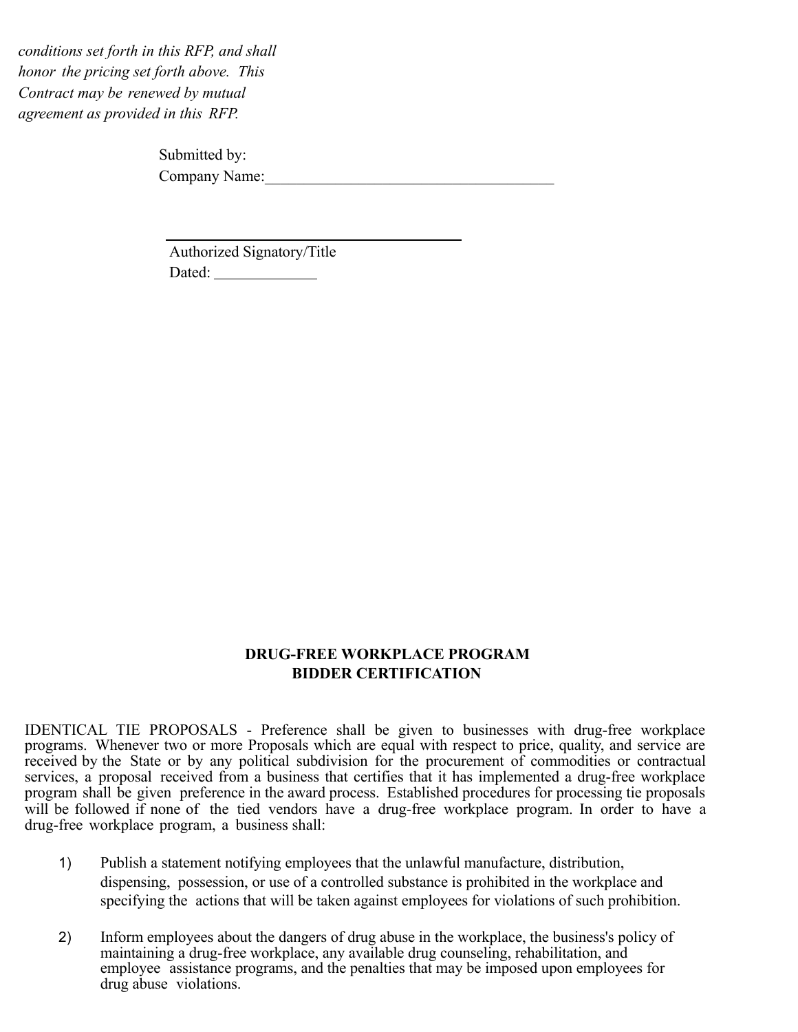*conditions set forth in this RFP, and shall honor the pricing set forth above. This Contract may be renewed by mutual agreement as provided in this RFP.*

Submitted by:
Company Name:______________________________________

______________________________________
Authorized Signatory/Title
Dated: _____________

**DRUG-FREE WORKPLACE PROGRAM**
**BIDDER CERTIFICATION**

IDENTICAL TIE PROPOSALS - Preference shall be given to businesses with drug-free workplace programs. Whenever two or more Proposals which are equal with respect to price, quality, and service are received by the State or by any political subdivision for the procurement of commodities or contractual services, a proposal received from a business that certifies that it has implemented a drug-free workplace program shall be given preference in the award process. Established procedures for processing tie proposals will be followed if none of the tied vendors have a drug-free workplace program. In order to have a drug-free workplace program, a business shall:

1) Publish a statement notifying employees that the unlawful manufacture, distribution, dispensing, possession, or use of a controlled substance is prohibited in the workplace and specifying the actions that will be taken against employees for violations of such prohibition.

2) Inform employees about the dangers of drug abuse in the workplace, the business's policy of maintaining a drug-free workplace, any available drug counseling, rehabilitation, and employee assistance programs, and the penalties that may be imposed upon employees for drug abuse violations.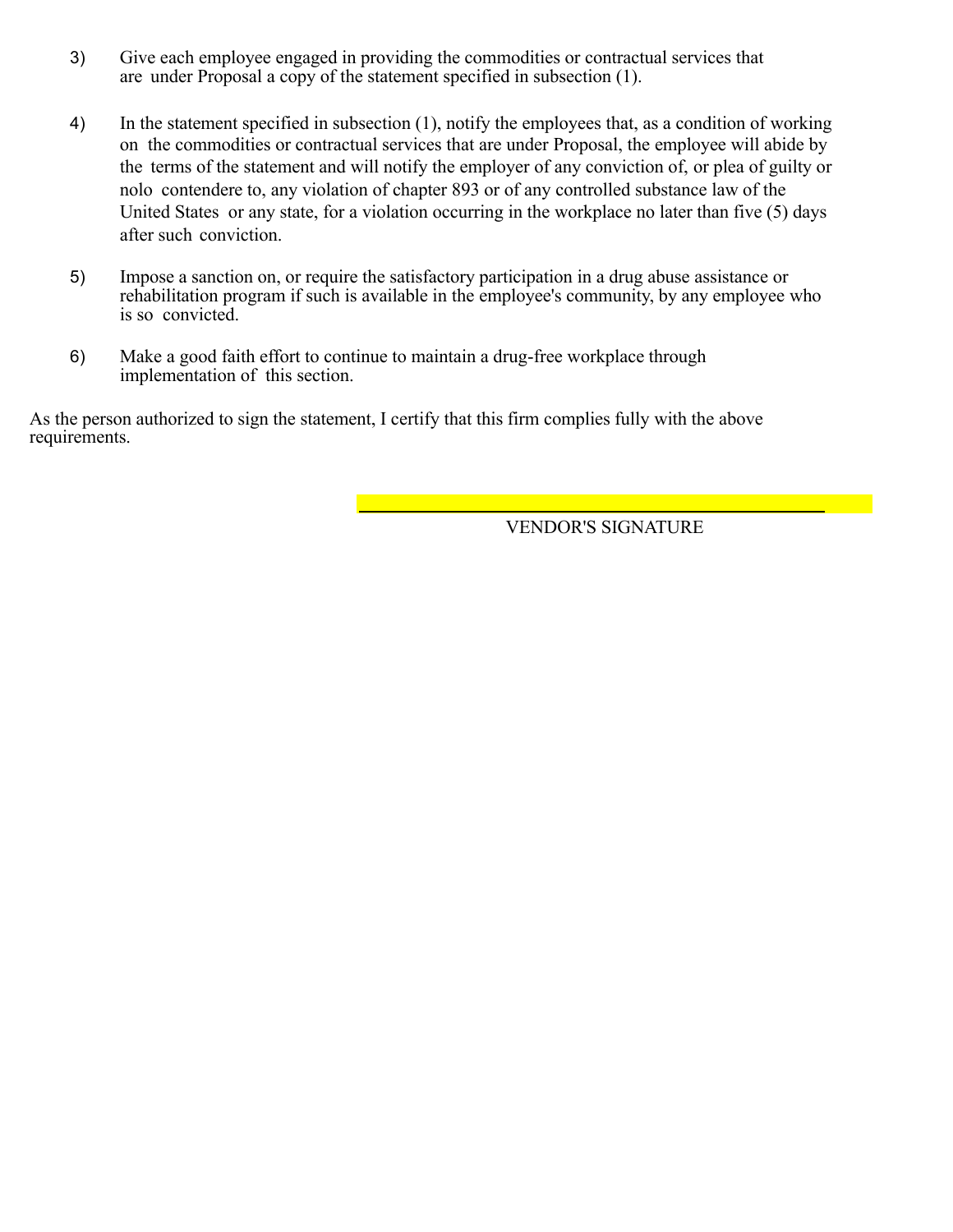3) Give each employee engaged in providing the commodities or contractual services that are under Proposal a copy of the statement specified in subsection (1).

4) In the statement specified in subsection (1), notify the employees that, as a condition of working on the commodities or contractual services that are under Proposal, the employee will abide by the terms of the statement and will notify the employer of any conviction of, or plea of guilty or nolo contendere to, any violation of chapter 893 or of any controlled substance law of the United States or any state, for a violation occurring in the workplace no later than five (5) days after such conviction.

5) Impose a sanction on, or require the satisfactory participation in a drug abuse assistance or rehabilitation program if such is available in the employee's community, by any employee who is so convicted.

6) Make a good faith effort to continue to maintain a drug-free workplace through implementation of this section.

As the person authorized to sign the statement, I certify that this firm complies fully with the above requirements.

\_\_\_\_\_\_\_\_\_\_\_\_\_\_\_\_\_\_\_\_\_\_\_\_\_\_\_\_\_\_\_\_\_\_\_\_\_\_\_\_

VENDOR'S SIGNATURE